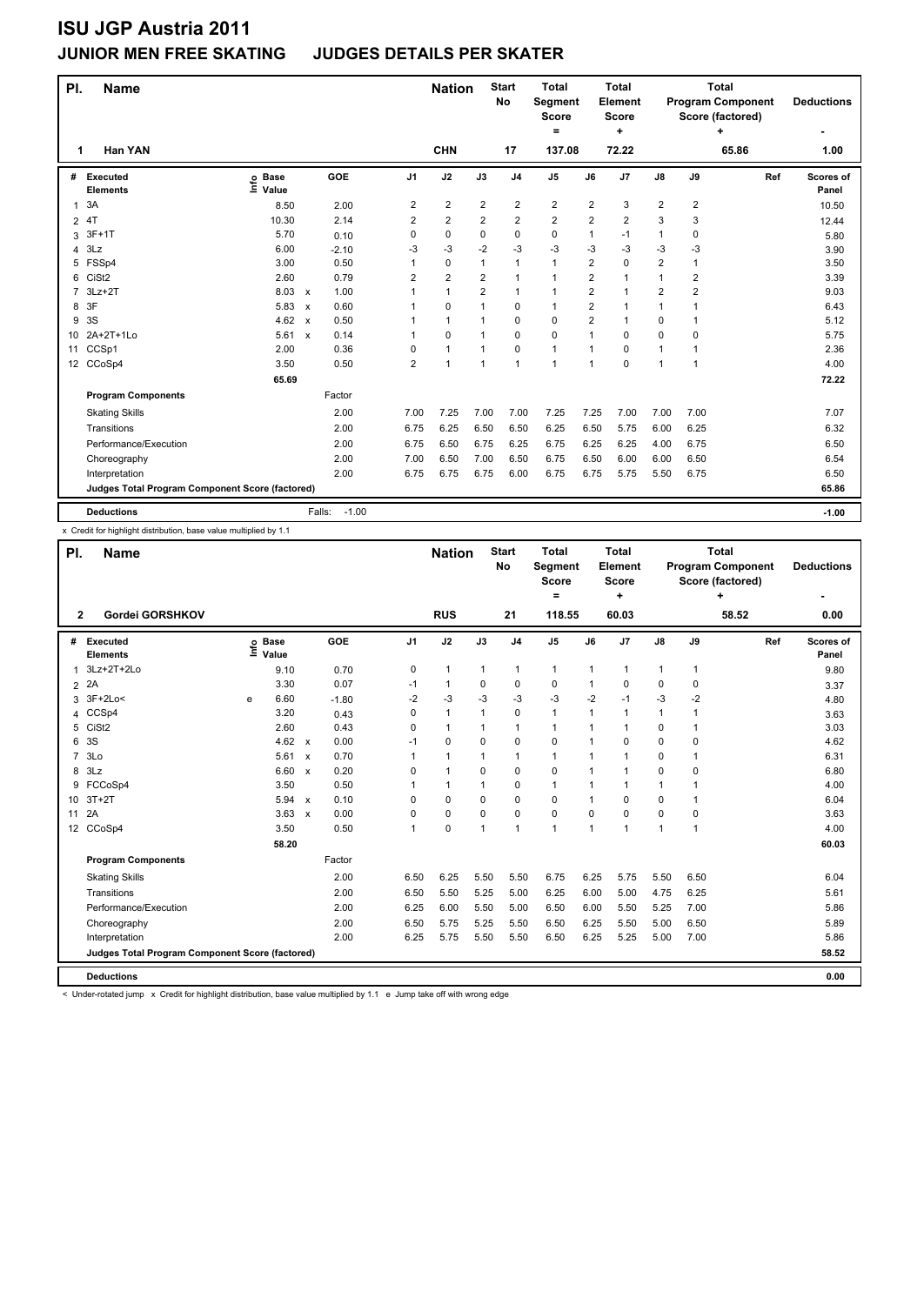# ISU JGP Austria 2011

## JUNIOR MEN FREE SKATING JUDGES DETAILS PER SKATER

| Pl. | Name | Nation | Start No | Total Segment Score = | Total Element Score + | Total Program Component Score (factored) + | Deductions - |
|---|---|---|---|---|---|---|---|
| 1 | Han YAN | CHN | 17 | 137.08 | 72.22 | 65.86 | 1.00 |

| # | Executed Elements | Info | Base Value | | GOE | J1 | J2 | J3 | J4 | J5 | J6 | J7 | J8 | J9 | Ref | Scores of Panel |
|---|---|---|---|---|---|---|---|---|---|---|---|---|---|---|---|---|
| 1 | 3A | | 8.50 | | 2.00 | 2 | 2 | 2 | 2 | 2 | 2 | 3 | 2 | 2 | | 10.50 |
| 2 | 4T | | 10.30 | | 2.14 | 2 | 2 | 2 | 2 | 2 | 2 | 2 | 3 | 3 | | 12.44 |
| 3 | 3F+1T | | 5.70 | | 0.10 | 0 | 0 | 0 | 0 | 0 | 1 | -1 | 1 | 0 | | 5.80 |
| 4 | 3Lz | | 6.00 | | -2.10 | -3 | -3 | -2 | -3 | -3 | -3 | -3 | -3 | -3 | | 3.90 |
| 5 | FSSp4 | | 3.00 | | 0.50 | 1 | 0 | 1 | 1 | 1 | 2 | 0 | 2 | 1 | | 3.50 |
| 6 | CiSt2 | | 2.60 | | 0.79 | 2 | 2 | 2 | 1 | 1 | 2 | 1 | 1 | 2 | | 3.39 |
| 7 | 3Lz+2T | | 8.03 | x | 1.00 | 1 | 1 | 2 | 1 | 1 | 2 | 1 | 2 | 2 | | 9.03 |
| 8 | 3F | | 5.83 | x | 0.60 | 1 | 0 | 1 | 0 | 1 | 2 | 1 | 1 | 1 | | 6.43 |
| 9 | 3S | | 4.62 | x | 0.50 | 1 | 1 | 1 | 0 | 0 | 2 | 1 | 0 | 1 | | 5.12 |
| 10 | 2A+2T+1Lo | | 5.61 | x | 0.14 | 1 | 0 | 1 | 0 | 0 | 1 | 0 | 0 | 0 | | 5.75 |
| 11 | CCSp1 | | 2.00 | | 0.36 | 0 | 1 | 1 | 0 | 1 | 1 | 0 | 1 | 1 | | 2.36 |
| 12 | CCoSp4 | | 3.50 | | 0.50 | 2 | 1 | 1 | 1 | 1 | 1 | 0 | 1 | 1 | | 4.00 |
| | | | 65.69 | | | | | | | | | | | | | 72.22 |

| Program Components | Factor | J1 | J2 | J3 | J4 | J5 | J6 | J7 | J8 | J9 | Ref | Scores of Panel |
|---|---|---|---|---|---|---|---|---|---|---|---|---|
| Skating Skills | 2.00 | 7.00 | 7.25 | 7.00 | 7.00 | 7.25 | 7.25 | 7.00 | 7.00 | 7.00 | | 7.07 |
| Transitions | 2.00 | 6.75 | 6.25 | 6.50 | 6.50 | 6.25 | 6.50 | 5.75 | 6.00 | 6.25 | | 6.32 |
| Performance/Execution | 2.00 | 6.75 | 6.50 | 6.75 | 6.25 | 6.75 | 6.25 | 6.25 | 4.00 | 6.75 | | 6.50 |
| Choreography | 2.00 | 7.00 | 6.50 | 7.00 | 6.50 | 6.75 | 6.50 | 6.00 | 6.00 | 6.50 | | 6.54 |
| Interpretation | 2.00 | 6.75 | 6.75 | 6.75 | 6.00 | 6.75 | 6.75 | 5.75 | 5.50 | 6.75 | | 6.50 |
| Judges Total Program Component Score (factored) | | | | | | | | | | | | 65.86 |
| Deductions | Falls: -1.00 | | | | | | | | | | | -1.00 |

x Credit for highlight distribution, base value multiplied by 1.1

| Pl. | Name | Nation | Start No | Total Segment Score = | Total Element Score + | Total Program Component Score (factored) + | Deductions - |
|---|---|---|---|---|---|---|---|
| 2 | Gordei GORSHKOV | RUS | 21 | 118.55 | 60.03 | 58.52 | 0.00 |

| # | Executed Elements | Info | Base Value | | GOE | J1 | J2 | J3 | J4 | J5 | J6 | J7 | J8 | J9 | Ref | Scores of Panel |
|---|---|---|---|---|---|---|---|---|---|---|---|---|---|---|---|---|
| 1 | 3Lz+2T+2Lo | | 9.10 | | 0.70 | 0 | 1 | 1 | 1 | 1 | 1 | 1 | 1 | 1 | | 9.80 |
| 2 | 2A | | 3.30 | | 0.07 | -1 | 1 | 0 | 0 | 0 | 1 | 0 | 0 | 0 | | 3.37 |
| 3 | 3F+2Lo< | e | 6.60 | | -1.80 | -2 | -3 | -3 | -3 | -3 | -2 | -1 | -3 | -2 | | 4.80 |
| 4 | CCSp4 | | 3.20 | | 0.43 | 0 | 1 | 1 | 0 | 1 | 1 | 1 | 1 | 1 | | 3.63 |
| 5 | CiSt2 | | 2.60 | | 0.43 | 0 | 1 | 1 | 1 | 1 | 1 | 1 | 0 | 1 | | 3.03 |
| 6 | 3S | | 4.62 | x | 0.00 | -1 | 0 | 0 | 0 | 0 | 1 | 0 | 0 | 0 | | 4.62 |
| 7 | 3Lo | | 5.61 | x | 0.70 | 1 | 1 | 1 | 1 | 1 | 1 | 1 | 0 | 1 | | 6.31 |
| 8 | 3Lz | | 6.60 | x | 0.20 | 0 | 1 | 0 | 0 | 0 | 1 | 1 | 0 | 0 | | 6.80 |
| 9 | FCCoSp4 | | 3.50 | | 0.50 | 1 | 1 | 1 | 0 | 1 | 1 | 1 | 1 | 1 | | 4.00 |
| 10 | 3T+2T | | 5.94 | x | 0.10 | 0 | 0 | 0 | 0 | 0 | 1 | 0 | 0 | 1 | | 6.04 |
| 11 | 2A | | 3.63 | x | 0.00 | 0 | 0 | 0 | 0 | 0 | 0 | 0 | 0 | 0 | | 3.63 |
| 12 | CCoSp4 | | 3.50 | | 0.50 | 1 | 0 | 1 | 1 | 1 | 1 | 1 | 1 | 1 | | 4.00 |
| | | | 58.20 | | | | | | | | | | | | | 60.03 |

| Program Components | Factor | J1 | J2 | J3 | J4 | J5 | J6 | J7 | J8 | J9 | Ref | Scores of Panel |
|---|---|---|---|---|---|---|---|---|---|---|---|---|
| Skating Skills | 2.00 | 6.50 | 6.25 | 5.50 | 5.50 | 6.75 | 6.25 | 5.75 | 5.50 | 6.50 | | 6.04 |
| Transitions | 2.00 | 6.50 | 5.50 | 5.25 | 5.00 | 6.25 | 6.00 | 5.00 | 4.75 | 6.25 | | 5.61 |
| Performance/Execution | 2.00 | 6.25 | 6.00 | 5.50 | 5.00 | 6.50 | 6.00 | 5.50 | 5.25 | 7.00 | | 5.86 |
| Choreography | 2.00 | 6.50 | 5.75 | 5.25 | 5.50 | 6.50 | 6.25 | 5.50 | 5.00 | 6.50 | | 5.89 |
| Interpretation | 2.00 | 6.25 | 5.75 | 5.50 | 5.50 | 6.50 | 6.25 | 5.25 | 5.00 | 7.00 | | 5.86 |
| Judges Total Program Component Score (factored) | | | | | | | | | | | | 58.52 |
| Deductions | | | | | | | | | | | | 0.00 |

< Under-rotated jump x Credit for highlight distribution, base value multiplied by 1.1 e Jump take off with wrong edge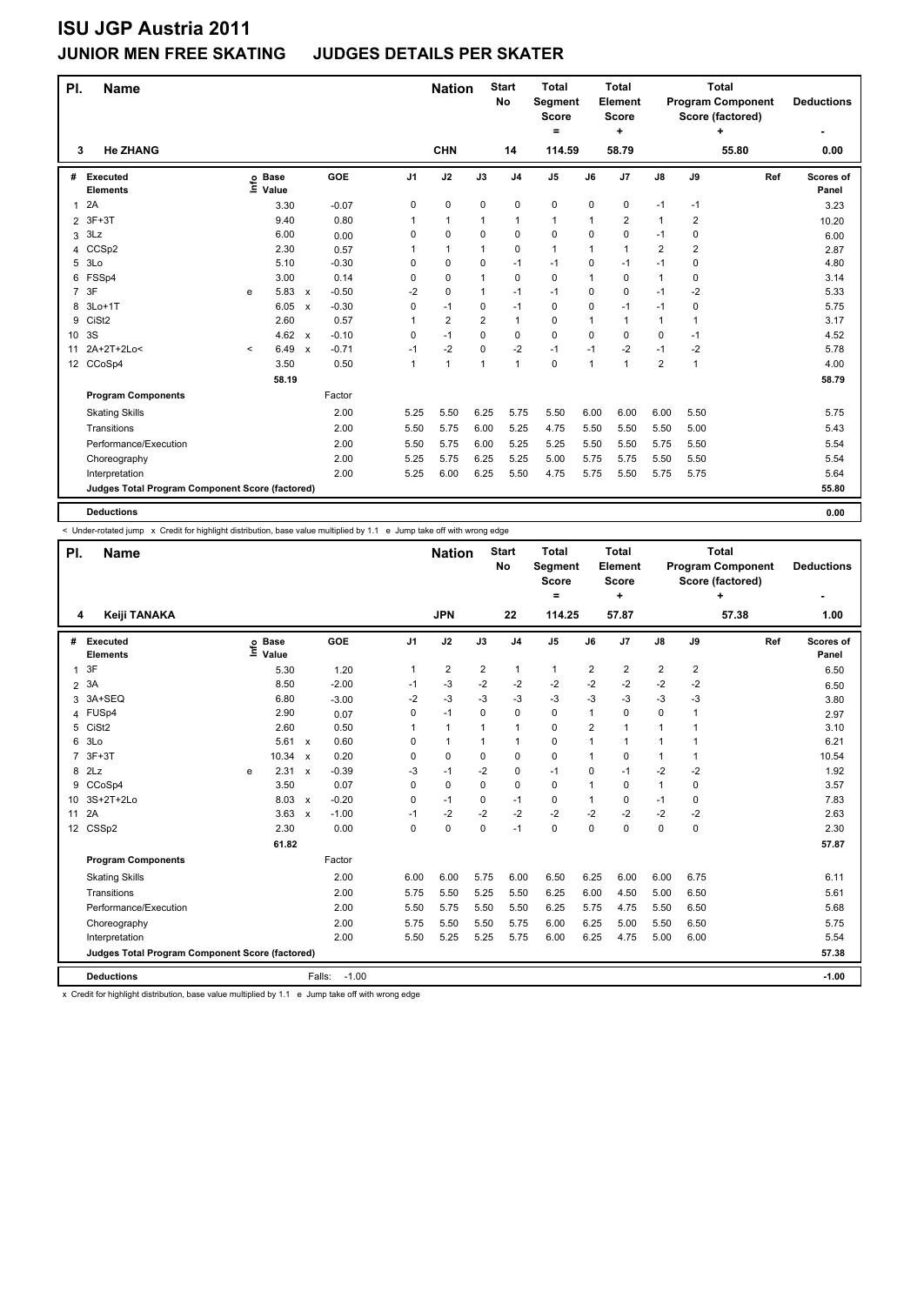# ISU JGP Austria 2011

## JUNIOR MEN FREE SKATING JUDGES DETAILS PER SKATER

| Pl. | Name | Nation | Start No | Total Segment Score = | Total Element Score + | Total Program Component Score (factored) + | Deductions - |
|---|---|---|---|---|---|---|---|
| 3 | He ZHANG | CHN | 14 | 114.59 | 58.79 | 55.80 | 0.00 |

| # | Executed Elements | Info | Base Value | | GOE | J1 | J2 | J3 | J4 | J5 | J6 | J7 | J8 | J9 | Ref | Scores of Panel |
|---|---|---|---|---|---|---|---|---|---|---|---|---|---|---|---|---|
| 1 | 2A | | 3.30 | | -0.07 | 0 | 0 | 0 | 0 | 0 | 0 | 0 | -1 | -1 | | 3.23 |
| 2 | 3F+3T | | 9.40 | | 0.80 | 1 | 1 | 1 | 1 | 1 | 1 | 2 | 1 | 2 | | 10.20 |
| 3 | 3Lz | | 6.00 | | 0.00 | 0 | 0 | 0 | 0 | 0 | 0 | 0 | -1 | 0 | | 6.00 |
| 4 | CCSp2 | | 2.30 | | 0.57 | 1 | 1 | 1 | 0 | 1 | 1 | 1 | 2 | 2 | | 2.87 |
| 5 | 3Lo | | 5.10 | | -0.30 | 0 | 0 | 0 | -1 | -1 | 0 | -1 | -1 | 0 | | 4.80 |
| 6 | FSSp4 | | 3.00 | | 0.14 | 0 | 0 | 1 | 0 | 0 | 1 | 0 | 1 | 0 | | 3.14 |
| 7 | 3F | e | 5.83 | x | -0.50 | -2 | 0 | 1 | -1 | -1 | 0 | 0 | -1 | -2 | | 5.33 |
| 8 | 3Lo+1T | | 6.05 | x | -0.30 | 0 | -1 | 0 | -1 | 0 | 0 | -1 | -1 | 0 | | 5.75 |
| 9 | CiSt2 | | 2.60 | | 0.57 | 1 | 2 | 2 | 1 | 0 | 1 | 1 | 1 | 1 | | 3.17 |
| 10 | 3S | | 4.62 | x | -0.10 | 0 | -1 | 0 | 0 | 0 | 0 | 0 | 0 | -1 | | 4.52 |
| 11 | 2A+2T+2Lo< | < | 6.49 | x | -0.71 | -1 | -2 | 0 | -2 | -1 | -1 | -2 | -1 | -2 | | 5.78 |
| 12 | CCoSp4 | | 3.50 | | 0.50 | 1 | 1 | 1 | 1 | 0 | 1 | 1 | 2 | 1 | | 4.00 |
| | | | 58.19 | | | | | | | | | | | | | 58.79 |
| | **Program Components** | | | | Factor | | | | | | | | | | | |
| | Skating Skills | | | | 2.00 | 5.25 | 5.50 | 6.25 | 5.75 | 5.50 | 6.00 | 6.00 | 6.00 | 5.50 | | 5.75 |
| | Transitions | | | | 2.00 | 5.50 | 5.75 | 6.00 | 5.25 | 4.75 | 5.50 | 5.50 | 5.50 | 5.00 | | 5.43 |
| | Performance/Execution | | | | 2.00 | 5.50 | 5.75 | 6.00 | 5.25 | 5.25 | 5.50 | 5.50 | 5.75 | 5.50 | | 5.54 |
| | Choreography | | | | 2.00 | 5.25 | 5.75 | 6.25 | 5.25 | 5.00 | 5.75 | 5.75 | 5.50 | 5.50 | | 5.54 |
| | Interpretation | | | | 2.00 | 5.25 | 6.00 | 6.25 | 5.50 | 4.75 | 5.75 | 5.50 | 5.75 | 5.75 | | 5.64 |
| | **Judges Total Program Component Score (factored)** | | | | | | | | | | | | | | | 55.80 |
| | **Deductions** | | | | | | | | | | | | | | | 0.00 |

< Under-rotated jump x Credit for highlight distribution, base value multiplied by 1.1 e Jump take off with wrong edge

| Pl. | Name | Nation | Start No | Total Segment Score = | Total Element Score + | Total Program Component Score (factored) + | Deductions - |
|---|---|---|---|---|---|---|---|
| 4 | Keiji TANAKA | JPN | 22 | 114.25 | 57.87 | 57.38 | 1.00 |

| # | Executed Elements | Info | Base Value | | GOE | J1 | J2 | J3 | J4 | J5 | J6 | J7 | J8 | J9 | Ref | Scores of Panel |
|---|---|---|---|---|---|---|---|---|---|---|---|---|---|---|---|---|
| 1 | 3F | | 5.30 | | 1.20 | 1 | 2 | 2 | 1 | 1 | 2 | 2 | 2 | 2 | | 6.50 |
| 2 | 3A | | 8.50 | | -2.00 | -1 | -3 | -2 | -2 | -2 | -2 | -2 | -2 | -2 | | 6.50 |
| 3 | 3A+SEQ | | 6.80 | | -3.00 | -2 | -3 | -3 | -3 | -3 | -3 | -3 | -3 | -3 | | 3.80 |
| 4 | FUSp4 | | 2.90 | | 0.07 | 0 | -1 | 0 | 0 | 0 | 1 | 0 | 0 | 1 | | 2.97 |
| 5 | CiSt2 | | 2.60 | | 0.50 | 1 | 1 | 1 | 1 | 0 | 2 | 1 | 1 | 1 | | 3.10 |
| 6 | 3Lo | | 5.61 | x | 0.60 | 0 | 1 | 1 | 1 | 0 | 1 | 1 | 1 | 1 | | 6.21 |
| 7 | 3F+3T | | 10.34 | x | 0.20 | 0 | 0 | 0 | 0 | 0 | 1 | 0 | 1 | 1 | | 10.54 |
| 8 | 2Lz | e | 2.31 | x | -0.39 | -3 | -1 | -2 | 0 | -1 | 0 | -1 | -2 | -2 | | 1.92 |
| 9 | CCoSp4 | | 3.50 | | 0.07 | 0 | 0 | 0 | 0 | 0 | 1 | 0 | 1 | 0 | | 3.57 |
| 10 | 3S+2T+2Lo | | 8.03 | x | -0.20 | 0 | -1 | 0 | -1 | 0 | 1 | 0 | -1 | 0 | | 7.83 |
| 11 | 2A | | 3.63 | x | -1.00 | -1 | -2 | -2 | -2 | -2 | -2 | -2 | -2 | -2 | | 2.63 |
| 12 | CSSp2 | | 2.30 | | 0.00 | 0 | 0 | 0 | -1 | 0 | 0 | 0 | 0 | 0 | | 2.30 |
| | | | 61.82 | | | | | | | | | | | | | 57.87 |
| | **Program Components** | | | | Factor | | | | | | | | | | | |
| | Skating Skills | | | | 2.00 | 6.00 | 6.00 | 5.75 | 6.00 | 6.50 | 6.25 | 6.00 | 6.00 | 6.75 | | 6.11 |
| | Transitions | | | | 2.00 | 5.75 | 5.50 | 5.25 | 5.50 | 6.25 | 6.00 | 4.50 | 5.00 | 6.50 | | 5.61 |
| | Performance/Execution | | | | 2.00 | 5.50 | 5.75 | 5.50 | 5.50 | 6.25 | 5.75 | 4.75 | 5.50 | 6.50 | | 5.68 |
| | Choreography | | | | 2.00 | 5.75 | 5.50 | 5.50 | 5.75 | 6.00 | 6.25 | 5.00 | 5.50 | 6.50 | | 5.75 |
| | Interpretation | | | | 2.00 | 5.50 | 5.25 | 5.25 | 5.75 | 6.00 | 6.25 | 4.75 | 5.00 | 6.00 | | 5.54 |
| | **Judges Total Program Component Score (factored)** | | | | | | | | | | | | | | | 57.38 |
| | **Deductions** | | | | Falls: -1.00 | | | | | | | | | | | -1.00 |

x Credit for highlight distribution, base value multiplied by 1.1 e Jump take off with wrong edge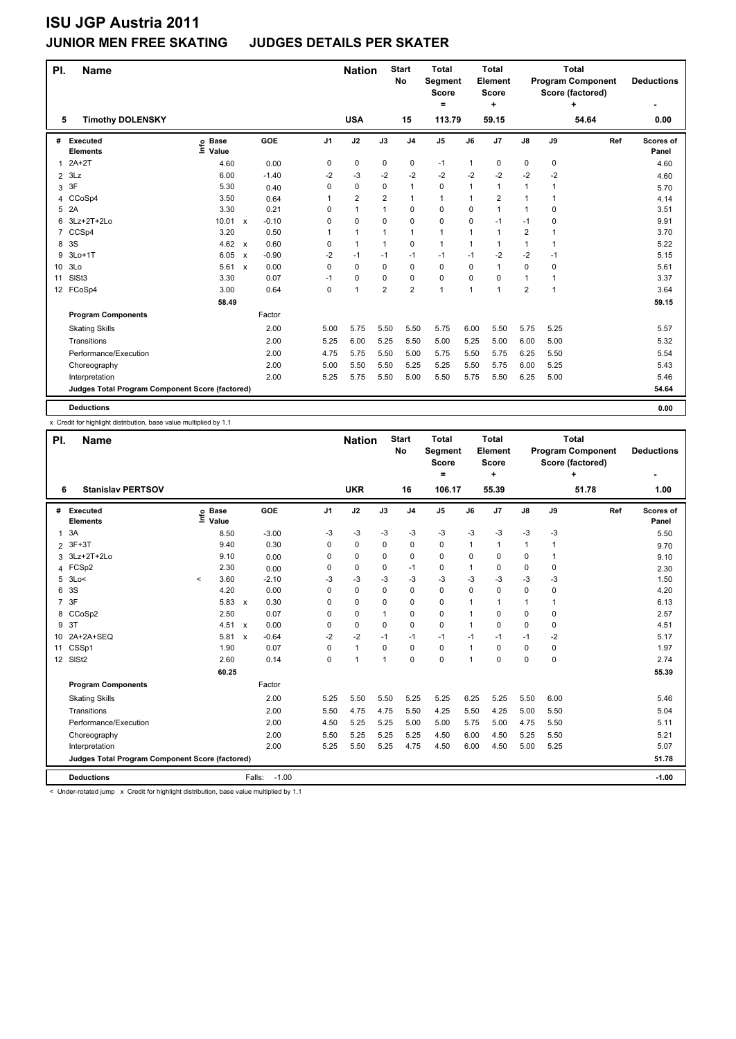# ISU JGP Austria 2011

## JUNIOR MEN FREE SKATING JUDGES DETAILS PER SKATER

| Pl. | Name | Nation | Start No | Total Segment Score = | Total Element Score + | Total Program Component Score (factored) + | Deductions - |
|---|---|---|---|---|---|---|---|
| 5 | Timothy DOLENSKY | USA | 15 | 113.79 | 59.15 | 54.64 | 0.00 |

| # | Executed Elements | Info | Base Value | | GOE | J1 | J2 | J3 | J4 | J5 | J6 | J7 | J8 | J9 | Ref | Scores of Panel |
|---|---|---|---|---|---|---|---|---|---|---|---|---|---|---|---|---|
| 1 | 2A+2T | | 4.60 | | 0.00 | 0 | 0 | 0 | 0 | -1 | 1 | 0 | 0 | 0 | | 4.60 |
| 2 | 3Lz | | 6.00 | | -1.40 | -2 | -3 | -2 | -2 | -2 | -2 | -2 | -2 | -2 | | 4.60 |
| 3 | 3F | | 5.30 | | 0.40 | 0 | 0 | 0 | 1 | 0 | 1 | 1 | 1 | 1 | | 5.70 |
| 4 | CCoSp4 | | 3.50 | | 0.64 | 1 | 2 | 2 | 1 | 1 | 1 | 2 | 1 | 1 | | 4.14 |
| 5 | 2A | | 3.30 | | 0.21 | 0 | 1 | 1 | 0 | 0 | 0 | 1 | 1 | 0 | | 3.51 |
| 6 | 3Lz+2T+2Lo | | 10.01 | x | -0.10 | 0 | 0 | 0 | 0 | 0 | 0 | -1 | -1 | 0 | | 9.91 |
| 7 | CCSp4 | | 3.20 | | 0.50 | 1 | 1 | 1 | 1 | 1 | 1 | 1 | 2 | 1 | | 3.70 |
| 8 | 3S | | 4.62 | x | 0.60 | 0 | 1 | 1 | 0 | 1 | 1 | 1 | 1 | 1 | | 5.22 |
| 9 | 3Lo+1T | | 6.05 | x | -0.90 | -2 | -1 | -1 | -1 | -1 | -1 | -2 | -2 | -1 | | 5.15 |
| 10 | 3Lo | | 5.61 | x | 0.00 | 0 | 0 | 0 | 0 | 0 | 0 | 1 | 0 | 0 | | 5.61 |
| 11 | SlSt3 | | 3.30 | | 0.07 | -1 | 0 | 0 | 0 | 0 | 0 | 0 | 1 | 1 | | 3.37 |
| 12 | FCoSp4 | | 3.00 | | 0.64 | 0 | 1 | 2 | 2 | 1 | 1 | 1 | 2 | 1 | | 3.64 |
| | | | 58.49 | | | | | | | | | | | | | 59.15 |

| Program Components | Factor | J1 | J2 | J3 | J4 | J5 | J6 | J7 | J8 | J9 | Ref | Scores of Panel |
|---|---|---|---|---|---|---|---|---|---|---|---|---|
| Skating Skills | 2.00 | 5.00 | 5.75 | 5.50 | 5.50 | 5.75 | 6.00 | 5.50 | 5.75 | 5.25 | | 5.57 |
| Transitions | 2.00 | 5.25 | 6.00 | 5.25 | 5.50 | 5.00 | 5.25 | 5.00 | 6.00 | 5.00 | | 5.32 |
| Performance/Execution | 2.00 | 4.75 | 5.75 | 5.50 | 5.00 | 5.75 | 5.50 | 5.75 | 6.25 | 5.50 | | 5.54 |
| Choreography | 2.00 | 5.00 | 5.50 | 5.50 | 5.25 | 5.25 | 5.50 | 5.75 | 6.00 | 5.25 | | 5.43 |
| Interpretation | 2.00 | 5.25 | 5.75 | 5.50 | 5.00 | 5.50 | 5.75 | 5.50 | 6.25 | 5.00 | | 5.46 |
| Judges Total Program Component Score (factored) | | | | | | | | | | | | 54.64 |
| **Deductions** | | | | | | | | | | | | 0.00 |

x Credit for highlight distribution, base value multiplied by 1.1

| Pl. | Name | Nation | Start No | Total Segment Score = | Total Element Score + | Total Program Component Score (factored) + | Deductions - |
|---|---|---|---|---|---|---|---|
| 6 | Stanislav PERTSOV | UKR | 16 | 106.17 | 55.39 | 51.78 | 1.00 |

| # | Executed Elements | Info | Base Value | | GOE | J1 | J2 | J3 | J4 | J5 | J6 | J7 | J8 | J9 | Ref | Scores of Panel |
|---|---|---|---|---|---|---|---|---|---|---|---|---|---|---|---|---|
| 1 | 3A | | 8.50 | | -3.00 | -3 | -3 | -3 | -3 | -3 | -3 | -3 | -3 | -3 | | 5.50 |
| 2 | 3F+3T | | 9.40 | | 0.30 | 0 | 0 | 0 | 0 | 0 | 1 | 1 | 1 | 1 | | 9.70 |
| 3 | 3Lz+2T+2Lo | | 9.10 | | 0.00 | 0 | 0 | 0 | 0 | 0 | 0 | 0 | 0 | 1 | | 9.10 |
| 4 | FCSp2 | | 2.30 | | 0.00 | 0 | 0 | 0 | -1 | 0 | 1 | 0 | 0 | 0 | | 2.30 |
| 5 | 3Lo< | < | 3.60 | | -2.10 | -3 | -3 | -3 | -3 | -3 | -3 | -3 | -3 | -3 | | 1.50 |
| 6 | 3S | | 4.20 | | 0.00 | 0 | 0 | 0 | 0 | 0 | 0 | 0 | 0 | 0 | | 4.20 |
| 7 | 3F | | 5.83 | x | 0.30 | 0 | 0 | 0 | 0 | 0 | 1 | 1 | 1 | 1 | | 6.13 |
| 8 | CCoSp2 | | 2.50 | | 0.07 | 0 | 0 | 1 | 0 | 0 | 1 | 0 | 0 | 0 | | 2.57 |
| 9 | 3T | | 4.51 | x | 0.00 | 0 | 0 | 0 | 0 | 0 | 1 | 0 | 0 | 0 | | 4.51 |
| 10 | 2A+2A+SEQ | | 5.81 | x | -0.64 | -2 | -2 | -1 | -1 | -1 | -1 | -1 | -1 | -2 | | 5.17 |
| 11 | CSSp1 | | 1.90 | | 0.07 | 0 | 1 | 0 | 0 | 0 | 1 | 0 | 0 | 0 | | 1.97 |
| 12 | SlSt2 | | 2.60 | | 0.14 | 0 | 1 | 1 | 0 | 0 | 1 | 0 | 0 | 0 | | 2.74 |
| | | | 60.25 | | | | | | | | | | | | | 55.39 |

| Program Components | Factor | J1 | J2 | J3 | J4 | J5 | J6 | J7 | J8 | J9 | Ref | Scores of Panel |
|---|---|---|---|---|---|---|---|---|---|---|---|---|
| Skating Skills | 2.00 | 5.25 | 5.50 | 5.50 | 5.25 | 5.25 | 6.25 | 5.25 | 5.50 | 6.00 | | 5.46 |
| Transitions | 2.00 | 5.50 | 4.75 | 4.75 | 5.50 | 4.25 | 5.50 | 4.25 | 5.00 | 5.50 | | 5.04 |
| Performance/Execution | 2.00 | 4.50 | 5.25 | 5.25 | 5.00 | 5.00 | 5.75 | 5.00 | 4.75 | 5.50 | | 5.11 |
| Choreography | 2.00 | 5.50 | 5.25 | 5.25 | 5.25 | 4.50 | 6.00 | 4.50 | 5.25 | 5.50 | | 5.21 |
| Interpretation | 2.00 | 5.25 | 5.50 | 5.25 | 4.75 | 4.50 | 6.00 | 4.50 | 5.00 | 5.25 | | 5.07 |
| Judges Total Program Component Score (factored) | | | | | | | | | | | | 51.78 |
| **Deductions** | Falls: -1.00 | | | | | | | | | | | -1.00 |

< Under-rotated jump x Credit for highlight distribution, base value multiplied by 1.1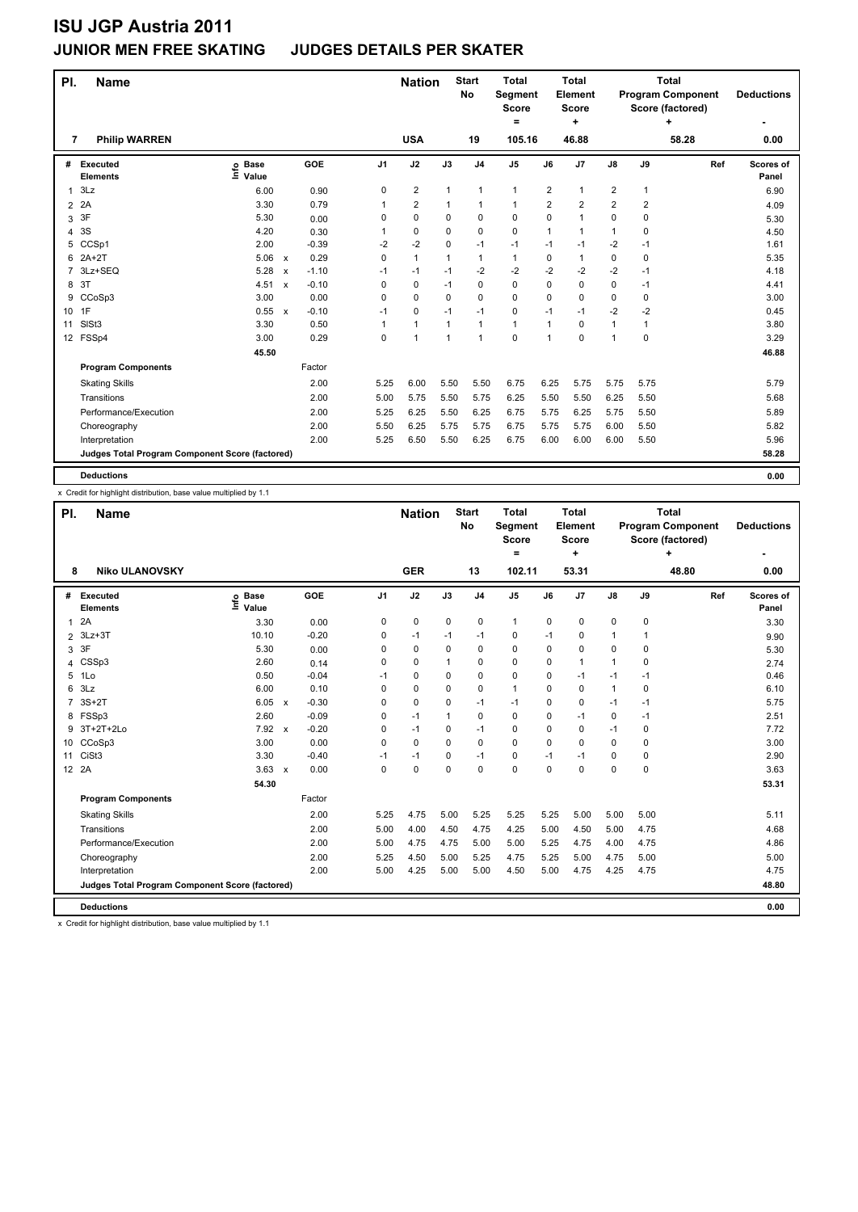# ISU JGP Austria 2011

## JUNIOR MEN FREE SKATING JUDGES DETAILS PER SKATER

| Pl. | Name | Nation | Start No | Total Segment Score = | Total Element Score + | Total Program Component Score (factored) + | Deductions - |
|---|---|---|---|---|---|---|---|
| 7 | Philip WARREN | USA | 19 | 105.16 | 46.88 | 58.28 | 0.00 |

| # | Executed Elements | Info | Base Value | | GOE | J1 | J2 | J3 | J4 | J5 | J6 | J7 | J8 | J9 | Ref | Scores of Panel |
|---|---|---|---|---|---|---|---|---|---|---|---|---|---|---|---|---|
| 1 | 3Lz | | 6.00 | | 0.90 | 0 | 2 | 1 | 1 | 1 | 2 | 1 | 2 | 1 | | 6.90 |
| 2 | 2A | | 3.30 | | 0.79 | 1 | 2 | 1 | 1 | 1 | 2 | 2 | 2 | 2 | | 4.09 |
| 3 | 3F | | 5.30 | | 0.00 | 0 | 0 | 0 | 0 | 0 | 0 | 1 | 0 | 0 | | 5.30 |
| 4 | 3S | | 4.20 | | 0.30 | 1 | 0 | 0 | 0 | 0 | 1 | 1 | 1 | 0 | | 4.50 |
| 5 | CCSp1 | | 2.00 | | -0.39 | -2 | -2 | 0 | -1 | -1 | -1 | -1 | -2 | -1 | | 1.61 |
| 6 | 2A+2T | | 5.06 | x | 0.29 | 0 | 1 | 1 | 1 | 1 | 0 | 1 | 0 | 0 | | 5.35 |
| 7 | 3Lz+SEQ | | 5.28 | x | -1.10 | -1 | -1 | -1 | -2 | -2 | -2 | -2 | -2 | -1 | | 4.18 |
| 8 | 3T | | 4.51 | x | -0.10 | 0 | 0 | -1 | 0 | 0 | 0 | 0 | 0 | -1 | | 4.41 |
| 9 | CCoSp3 | | 3.00 | | 0.00 | 0 | 0 | 0 | 0 | 0 | 0 | 0 | 0 | 0 | | 3.00 |
| 10 | 1F | | 0.55 | x | -0.10 | -1 | 0 | -1 | -1 | 0 | -1 | -1 | -2 | -2 | | 0.45 |
| 11 | SlSt3 | | 3.30 | | 0.50 | 1 | 1 | 1 | 1 | 1 | 1 | 0 | 1 | 1 | | 3.80 |
| 12 | FSSp4 | | 3.00 | | 0.29 | 0 | 1 | 1 | 1 | 0 | 1 | 0 | 1 | 0 | | 3.29 |
| | | | 45.50 | | | | | | | | | | | | | 46.88 |

| Program Components | Factor | J1 | J2 | J3 | J4 | J5 | J6 | J7 | J8 | J9 | Scores of Panel |
|---|---|---|---|---|---|---|---|---|---|---|---|
| Skating Skills | 2.00 | 5.25 | 6.00 | 5.50 | 5.50 | 6.75 | 6.25 | 5.75 | 5.75 | 5.75 | 5.79 |
| Transitions | 2.00 | 5.00 | 5.75 | 5.50 | 5.75 | 6.25 | 5.50 | 5.50 | 6.25 | 5.50 | 5.68 |
| Performance/Execution | 2.00 | 5.25 | 6.25 | 5.50 | 6.25 | 6.75 | 5.75 | 6.25 | 5.75 | 5.50 | 5.89 |
| Choreography | 2.00 | 5.50 | 6.25 | 5.75 | 5.75 | 6.75 | 5.75 | 5.75 | 6.00 | 5.50 | 5.82 |
| Interpretation | 2.00 | 5.25 | 6.50 | 5.50 | 6.25 | 6.75 | 6.00 | 6.00 | 6.00 | 5.50 | 5.96 |
| Judges Total Program Component Score (factored) | | | | | | | | | | | 58.28 |

**Deductions** 0.00

x Credit for highlight distribution, base value multiplied by 1.1

| Pl. | Name | Nation | Start No | Total Segment Score = | Total Element Score + | Total Program Component Score (factored) + | Deductions - |
|---|---|---|---|---|---|---|---|
| 8 | Niko ULANOVSKY | GER | 13 | 102.11 | 53.31 | 48.80 | 0.00 |

| # | Executed Elements | Info | Base Value | | GOE | J1 | J2 | J3 | J4 | J5 | J6 | J7 | J8 | J9 | Ref | Scores of Panel |
|---|---|---|---|---|---|---|---|---|---|---|---|---|---|---|---|---|
| 1 | 2A | | 3.30 | | 0.00 | 0 | 0 | 0 | 0 | 1 | 0 | 0 | 0 | 0 | | 3.30 |
| 2 | 3Lz+3T | | 10.10 | | -0.20 | 0 | -1 | -1 | -1 | 0 | -1 | 0 | 1 | 1 | | 9.90 |
| 3 | 3F | | 5.30 | | 0.00 | 0 | 0 | 0 | 0 | 0 | 0 | 0 | 0 | 0 | | 5.30 |
| 4 | CSSp3 | | 2.60 | | 0.14 | 0 | 0 | 1 | 0 | 0 | 0 | 1 | 1 | 0 | | 2.74 |
| 5 | 1Lo | | 0.50 | | -0.04 | -1 | 0 | 0 | 0 | 0 | 0 | -1 | -1 | -1 | | 0.46 |
| 6 | 3Lz | | 6.00 | | 0.10 | 0 | 0 | 0 | 0 | 1 | 0 | 0 | 1 | 0 | | 6.10 |
| 7 | 3S+2T | | 6.05 | x | -0.30 | 0 | 0 | 0 | -1 | -1 | 0 | 0 | -1 | -1 | | 5.75 |
| 8 | FSSp3 | | 2.60 | | -0.09 | 0 | -1 | 1 | 0 | 0 | 0 | -1 | 0 | -1 | | 2.51 |
| 9 | 3T+2T+2Lo | | 7.92 | x | -0.20 | 0 | -1 | 0 | -1 | 0 | 0 | 0 | -1 | 0 | | 7.72 |
| 10 | CCoSp3 | | 3.00 | | 0.00 | 0 | 0 | 0 | 0 | 0 | 0 | 0 | 0 | 0 | | 3.00 |
| 11 | CiSt3 | | 3.30 | | -0.40 | -1 | -1 | 0 | -1 | 0 | -1 | -1 | 0 | 0 | | 2.90 |
| 12 | 2A | | 3.63 | x | 0.00 | 0 | 0 | 0 | 0 | 0 | 0 | 0 | 0 | 0 | | 3.63 |
| | | | 54.30 | | | | | | | | | | | | | 53.31 |

| Program Components | Factor | J1 | J2 | J3 | J4 | J5 | J6 | J7 | J8 | J9 | Scores of Panel |
|---|---|---|---|---|---|---|---|---|---|---|---|
| Skating Skills | 2.00 | 5.25 | 4.75 | 5.00 | 5.25 | 5.25 | 5.25 | 5.00 | 5.00 | 5.00 | 5.11 |
| Transitions | 2.00 | 5.00 | 4.00 | 4.50 | 4.75 | 4.25 | 5.00 | 4.50 | 5.00 | 4.75 | 4.68 |
| Performance/Execution | 2.00 | 5.00 | 4.75 | 4.75 | 5.00 | 5.00 | 5.25 | 4.75 | 4.00 | 4.75 | 4.86 |
| Choreography | 2.00 | 5.25 | 4.50 | 5.00 | 5.25 | 4.75 | 5.25 | 5.00 | 4.75 | 5.00 | 5.00 |
| Interpretation | 2.00 | 5.00 | 4.25 | 5.00 | 5.00 | 4.50 | 5.00 | 4.75 | 4.25 | 4.75 | 4.75 |
| Judges Total Program Component Score (factored) | | | | | | | | | | | 48.80 |

**Deductions** 0.00

x Credit for highlight distribution, base value multiplied by 1.1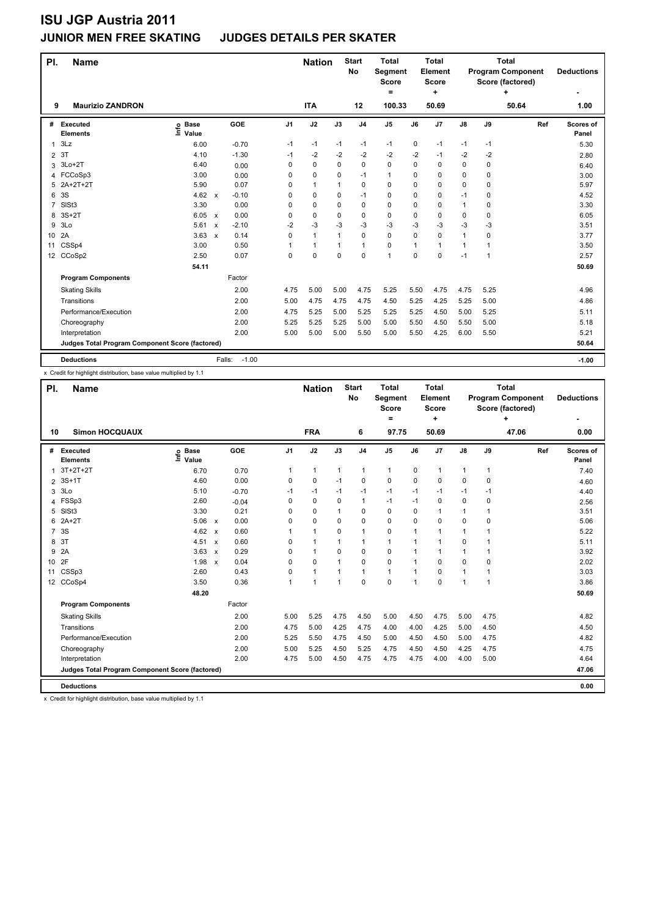# ISU JGP Austria 2011

## JUNIOR MEN FREE SKATING JUDGES DETAILS PER SKATER

| Pl. | Name | Nation | Start No | Total Segment Score = | Total Element Score + | Total Program Component Score (factored) + | Deductions - |
|---|---|---|---|---|---|---|---|
| 9 | Maurizio ZANDRON | ITA | 12 | 100.33 | 50.69 | 50.64 | 1.00 |

| # | Executed Elements | Info | Base Value | | GOE | J1 | J2 | J3 | J4 | J5 | J6 | J7 | J8 | J9 | Ref | Scores of Panel |
|---|---|---|---|---|---|---|---|---|---|---|---|---|---|---|---|---|
| 1 | 3Lz | | 6.00 | | -0.70 | -1 | -1 | -1 | -1 | -1 | 0 | -1 | -1 | -1 | | 5.30 |
| 2 | 3T | | 4.10 | | -1.30 | -1 | -2 | -2 | -2 | -2 | -2 | -1 | -2 | -2 | | 2.80 |
| 3 | 3Lo+2T | | 6.40 | | 0.00 | 0 | 0 | 0 | 0 | 0 | 0 | 0 | 0 | 0 | | 6.40 |
| 4 | FCCoSp3 | | 3.00 | | 0.00 | 0 | 0 | 0 | -1 | 1 | 0 | 0 | 0 | 0 | | 3.00 |
| 5 | 2A+2T+2T | | 5.90 | | 0.07 | 0 | 1 | 1 | 0 | 0 | 0 | 0 | 0 | 0 | | 5.97 |
| 6 | 3S | | 4.62 | x | -0.10 | 0 | 0 | 0 | -1 | 0 | 0 | 0 | -1 | 0 | | 4.52 |
| 7 | SlSt3 | | 3.30 | | 0.00 | 0 | 0 | 0 | 0 | 0 | 0 | 0 | 1 | 0 | | 3.30 |
| 8 | 3S+2T | | 6.05 | x | 0.00 | 0 | 0 | 0 | 0 | 0 | 0 | 0 | 0 | 0 | | 6.05 |
| 9 | 3Lo | | 5.61 | x | -2.10 | -2 | -3 | -3 | -3 | -3 | -3 | -3 | -3 | -3 | | 3.51 |
| 10 | 2A | | 3.63 | x | 0.14 | 0 | 1 | 1 | 0 | 0 | 0 | 0 | 1 | 0 | | 3.77 |
| 11 | CSSp4 | | 3.00 | | 0.50 | 1 | 1 | 1 | 1 | 0 | 1 | 1 | 1 | 1 | | 3.50 |
| 12 | CCoSp2 | | 2.50 | | 0.07 | 0 | 0 | 0 | 0 | 1 | 0 | 0 | -1 | 1 | | 2.57 |
| | | | 54.11 | | | | | | | | | | | | | 50.69 |
| | **Program Components** | | | | Factor | | | | | | | | | | | |
| | Skating Skills | | | | 2.00 | 4.75 | 5.00 | 5.00 | 4.75 | 5.25 | 5.50 | 4.75 | 4.75 | 5.25 | | 4.96 |
| | Transitions | | | | 2.00 | 5.00 | 4.75 | 4.75 | 4.75 | 4.50 | 5.25 | 4.25 | 5.25 | 5.00 | | 4.86 |
| | Performance/Execution | | | | 2.00 | 4.75 | 5.25 | 5.00 | 5.25 | 5.25 | 5.25 | 4.50 | 5.00 | 5.25 | | 5.11 |
| | Choreography | | | | 2.00 | 5.25 | 5.25 | 5.25 | 5.00 | 5.00 | 5.50 | 4.50 | 5.50 | 5.00 | | 5.18 |
| | Interpretation | | | | 2.00 | 5.00 | 5.00 | 5.00 | 5.50 | 5.00 | 5.50 | 4.25 | 6.00 | 5.50 | | 5.21 |
| | **Judges Total Program Component Score (factored)** | | | | | | | | | | | | | | | 50.64 |
| | **Deductions** | | | | Falls: -1.00 | | | | | | | | | | | -1.00 |

x Credit for highlight distribution, base value multiplied by 1.1

| Pl. | Name | Nation | Start No | Total Segment Score = | Total Element Score + | Total Program Component Score (factored) + | Deductions - |
|---|---|---|---|---|---|---|---|
| 10 | Simon HOCQUAUX | FRA | 6 | 97.75 | 50.69 | 47.06 | 0.00 |

| # | Executed Elements | Info | Base Value | | GOE | J1 | J2 | J3 | J4 | J5 | J6 | J7 | J8 | J9 | Ref | Scores of Panel |
|---|---|---|---|---|---|---|---|---|---|---|---|---|---|---|---|---|
| 1 | 3T+2T+2T | | 6.70 | | 0.70 | 1 | 1 | 1 | 1 | 1 | 0 | 1 | 1 | 1 | | 7.40 |
| 2 | 3S+1T | | 4.60 | | 0.00 | 0 | 0 | -1 | 0 | 0 | 0 | 0 | 0 | 0 | | 4.60 |
| 3 | 3Lo | | 5.10 | | -0.70 | -1 | -1 | -1 | -1 | -1 | -1 | -1 | -1 | -1 | | 4.40 |
| 4 | FSSp3 | | 2.60 | | -0.04 | 0 | 0 | 0 | 1 | -1 | -1 | 0 | 0 | 0 | | 2.56 |
| 5 | SlSt3 | | 3.30 | | 0.21 | 0 | 0 | 1 | 0 | 0 | 0 | 1 | 1 | 1 | | 3.51 |
| 6 | 2A+2T | | 5.06 | x | 0.00 | 0 | 0 | 0 | 0 | 0 | 0 | 0 | 0 | 0 | | 5.06 |
| 7 | 3S | | 4.62 | x | 0.60 | 1 | 1 | 0 | 1 | 0 | 1 | 1 | 1 | 1 | | 5.22 |
| 8 | 3T | | 4.51 | x | 0.60 | 0 | 1 | 1 | 1 | 1 | 1 | 1 | 0 | 1 | | 5.11 |
| 9 | 2A | | 3.63 | x | 0.29 | 0 | 1 | 0 | 0 | 0 | 1 | 1 | 1 | 1 | | 3.92 |
| 10 | 2F | | 1.98 | x | 0.04 | 0 | 0 | 1 | 0 | 0 | 1 | 0 | 0 | 0 | | 2.02 |
| 11 | CSSp3 | | 2.60 | | 0.43 | 0 | 1 | 1 | 1 | 1 | 1 | 0 | 1 | 1 | | 3.03 |
| 12 | CCoSp4 | | 3.50 | | 0.36 | 1 | 1 | 1 | 0 | 0 | 1 | 0 | 1 | 1 | | 3.86 |
| | | | 48.20 | | | | | | | | | | | | | 50.69 |
| | **Program Components** | | | | Factor | | | | | | | | | | | |
| | Skating Skills | | | | 2.00 | 5.00 | 5.25 | 4.75 | 4.50 | 5.00 | 4.50 | 4.75 | 5.00 | 4.75 | | 4.82 |
| | Transitions | | | | 2.00 | 4.75 | 5.00 | 4.25 | 4.75 | 4.00 | 4.00 | 4.25 | 5.00 | 4.50 | | 4.50 |
| | Performance/Execution | | | | 2.00 | 5.25 | 5.50 | 4.75 | 4.50 | 5.00 | 4.50 | 4.50 | 5.00 | 4.75 | | 4.82 |
| | Choreography | | | | 2.00 | 5.00 | 5.25 | 4.50 | 5.25 | 4.75 | 4.50 | 4.50 | 4.25 | 4.75 | | 4.75 |
| | Interpretation | | | | 2.00 | 4.75 | 5.00 | 4.50 | 4.75 | 4.75 | 4.75 | 4.00 | 4.00 | 5.00 | | 4.64 |
| | **Judges Total Program Component Score (factored)** | | | | | | | | | | | | | | | 47.06 |
| | **Deductions** | | | | | | | | | | | | | | | 0.00 |

x Credit for highlight distribution, base value multiplied by 1.1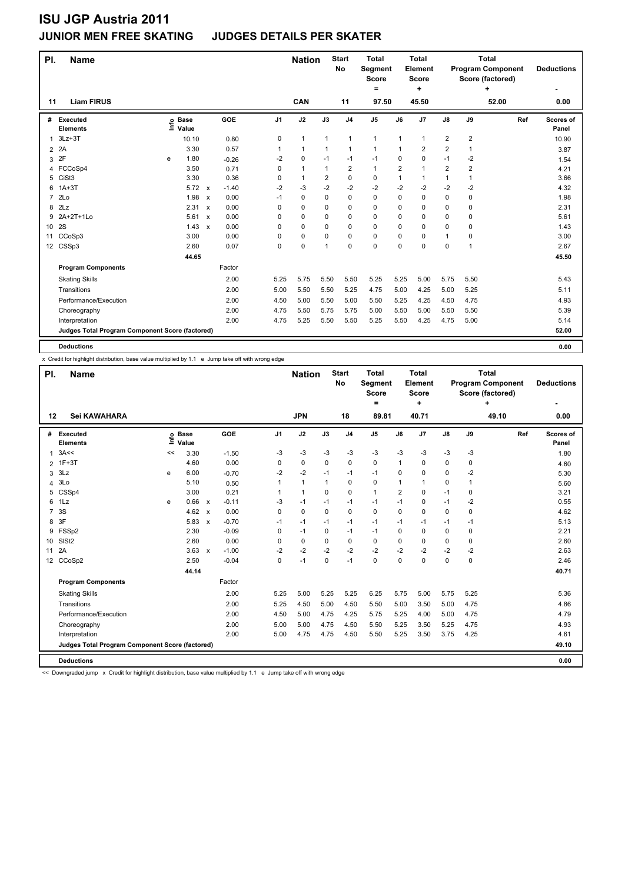# ISU JGP Austria 2011

## JUNIOR MEN FREE SKATING JUDGES DETAILS PER SKATER

| Pl. | Name | Nation | Start No | Total Segment Score = | Total Element Score + | Total Program Component Score (factored) + | Deductions - |
|---|---|---|---|---|---|---|---|
| 11 | Liam FIRUS | CAN | 11 | 97.50 | 45.50 | 52.00 | 0.00 |

| # | Executed Elements | Info | Base Value | | GOE | J1 | J2 | J3 | J4 | J5 | J6 | J7 | J8 | J9 | Ref | Scores of Panel |
|---|---|---|---|---|---|---|---|---|---|---|---|---|---|---|---|---|
| 1 | 3Lz+3T | | 10.10 | | 0.80 | 0 | 1 | 1 | 1 | 1 | 1 | 1 | 2 | 2 | | 10.90 |
| 2 | 2A | | 3.30 | | 0.57 | 1 | 1 | 1 | 1 | 1 | 1 | 2 | 2 | 1 | | 3.87 |
| 3 | 2F | e | 1.80 | | -0.26 | -2 | 0 | -1 | -1 | -1 | 0 | 0 | -1 | -2 | | 1.54 |
| 4 | FCCoSp4 | | 3.50 | | 0.71 | 0 | 1 | 1 | 2 | 1 | 2 | 1 | 2 | 2 | | 4.21 |
| 5 | CiSt3 | | 3.30 | | 0.36 | 0 | 1 | 2 | 0 | 0 | 1 | 1 | 1 | 1 | | 3.66 |
| 6 | 1A+3T | | 5.72 | x | -1.40 | -2 | -3 | -2 | -2 | -2 | -2 | -2 | -2 | -2 | | 4.32 |
| 7 | 2Lo | | 1.98 | x | 0.00 | -1 | 0 | 0 | 0 | 0 | 0 | 0 | 0 | 0 | | 1.98 |
| 8 | 2Lz | | 2.31 | x | 0.00 | 0 | 0 | 0 | 0 | 0 | 0 | 0 | 0 | 0 | | 2.31 |
| 9 | 2A+2T+1Lo | | 5.61 | x | 0.00 | 0 | 0 | 0 | 0 | 0 | 0 | 0 | 0 | 0 | | 5.61 |
| 10 | 2S | | 1.43 | x | 0.00 | 0 | 0 | 0 | 0 | 0 | 0 | 0 | 0 | 0 | | 1.43 |
| 11 | CCoSp3 | | 3.00 | | 0.00 | 0 | 0 | 0 | 0 | 0 | 0 | 0 | 1 | 0 | | 3.00 |
| 12 | CSSp3 | | 2.60 | | 0.07 | 0 | 0 | 1 | 0 | 0 | 0 | 0 | 0 | 1 | | 2.67 |
| | | | 44.65 | | | | | | | | | | | | | 45.50 |
| | **Program Components** | | | | Factor | | | | | | | | | | | |
| | Skating Skills | | | | 2.00 | 5.25 | 5.75 | 5.50 | 5.50 | 5.25 | 5.25 | 5.00 | 5.75 | 5.50 | | 5.43 |
| | Transitions | | | | 2.00 | 5.00 | 5.50 | 5.50 | 5.25 | 4.75 | 5.00 | 4.25 | 5.00 | 5.25 | | 5.11 |
| | Performance/Execution | | | | 2.00 | 4.50 | 5.00 | 5.50 | 5.00 | 5.50 | 5.25 | 4.25 | 4.50 | 4.75 | | 4.93 |
| | Choreography | | | | 2.00 | 4.75 | 5.50 | 5.75 | 5.75 | 5.00 | 5.50 | 5.00 | 5.50 | 5.50 | | 5.39 |
| | Interpretation | | | | 2.00 | 4.75 | 5.25 | 5.50 | 5.50 | 5.25 | 5.50 | 4.25 | 4.75 | 5.00 | | 5.14 |
| | **Judges Total Program Component Score (factored)** | | | | | | | | | | | | | | | 52.00 |
| | **Deductions** | | | | | | | | | | | | | | | 0.00 |

x Credit for highlight distribution, base value multiplied by 1.1 e Jump take off with wrong edge

| Pl. | Name | Nation | Start No | Total Segment Score = | Total Element Score + | Total Program Component Score (factored) + | Deductions - |
|---|---|---|---|---|---|---|---|
| 12 | Sei KAWAHARA | JPN | 18 | 89.81 | 40.71 | 49.10 | 0.00 |

| # | Executed Elements | Info | Base Value | | GOE | J1 | J2 | J3 | J4 | J5 | J6 | J7 | J8 | J9 | Ref | Scores of Panel |
|---|---|---|---|---|---|---|---|---|---|---|---|---|---|---|---|---|
| 1 | 3A<< | << | 3.30 | | -1.50 | -3 | -3 | -3 | -3 | -3 | -3 | -3 | -3 | -3 | | 1.80 |
| 2 | 1F+3T | | 4.60 | | 0.00 | 0 | 0 | 0 | 0 | 0 | 1 | 0 | 0 | 0 | | 4.60 |
| 3 | 3Lz | e | 6.00 | | -0.70 | -2 | -2 | -1 | -1 | -1 | 0 | 0 | 0 | -2 | | 5.30 |
| 4 | 3Lo | | 5.10 | | 0.50 | 1 | 1 | 1 | 0 | 0 | 1 | 1 | 0 | 1 | | 5.60 |
| 5 | CSSp4 | | 3.00 | | 0.21 | 1 | 1 | 0 | 0 | 1 | 2 | 0 | -1 | 0 | | 3.21 |
| 6 | 1Lz | e | 0.66 | x | -0.11 | -3 | -1 | -1 | -1 | -1 | -1 | 0 | -1 | -2 | | 0.55 |
| 7 | 3S | | 4.62 | x | 0.00 | 0 | 0 | 0 | 0 | 0 | 0 | 0 | 0 | 0 | | 4.62 |
| 8 | 3F | | 5.83 | x | -0.70 | -1 | -1 | -1 | -1 | -1 | -1 | -1 | -1 | -1 | | 5.13 |
| 9 | FSSp2 | | 2.30 | | -0.09 | 0 | -1 | 0 | -1 | -1 | 0 | 0 | 0 | 0 | | 2.21 |
| 10 | SlSt2 | | 2.60 | | 0.00 | 0 | 0 | 0 | 0 | 0 | 0 | 0 | 0 | 0 | | 2.60 |
| 11 | 2A | | 3.63 | x | -1.00 | -2 | -2 | -2 | -2 | -2 | -2 | -2 | -2 | -2 | | 2.63 |
| 12 | CCoSp2 | | 2.50 | | -0.04 | 0 | -1 | 0 | -1 | 0 | 0 | 0 | 0 | 0 | | 2.46 |
| | | | 44.14 | | | | | | | | | | | | | 40.71 |
| | **Program Components** | | | | Factor | | | | | | | | | | | |
| | Skating Skills | | | | 2.00 | 5.25 | 5.00 | 5.25 | 5.25 | 6.25 | 5.75 | 5.00 | 5.75 | 5.25 | | 5.36 |
| | Transitions | | | | 2.00 | 5.25 | 4.50 | 5.00 | 4.50 | 5.50 | 5.00 | 3.50 | 5.00 | 4.75 | | 4.86 |
| | Performance/Execution | | | | 2.00 | 4.50 | 5.00 | 4.75 | 4.25 | 5.75 | 5.25 | 4.00 | 5.00 | 4.75 | | 4.79 |
| | Choreography | | | | 2.00 | 5.00 | 5.00 | 4.75 | 4.50 | 5.50 | 5.25 | 3.50 | 5.25 | 4.75 | | 4.93 |
| | Interpretation | | | | 2.00 | 5.00 | 4.75 | 4.75 | 4.50 | 5.50 | 5.25 | 3.50 | 3.75 | 4.25 | | 4.61 |
| | **Judges Total Program Component Score (factored)** | | | | | | | | | | | | | | | 49.10 |
| | **Deductions** | | | | | | | | | | | | | | | 0.00 |

<< Downgraded jump x Credit for highlight distribution, base value multiplied by 1.1 e Jump take off with wrong edge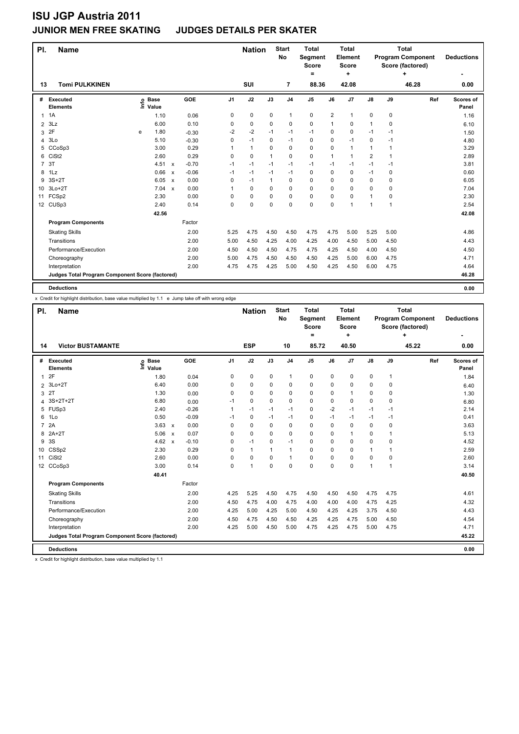# ISU JGP Austria 2011

## JUNIOR MEN FREE SKATING JUDGES DETAILS PER SKATER

| Pl. | Name | Nation | Start No | Total Segment Score = | Total Element Score + | Total Program Component Score (factored) + | Deductions - |
|---|---|---|---|---|---|---|---|
| 13 | Tomi PULKKINEN | SUI | 7 | 88.36 | 42.08 | 46.28 | 0.00 |

| # | Executed Elements | Info | Base Value | | GOE | J1 | J2 | J3 | J4 | J5 | J6 | J7 | J8 | J9 | Ref | Scores of Panel |
|---|---|---|---|---|---|---|---|---|---|---|---|---|---|---|---|---|
| 1 | 1A | | 1.10 | | 0.06 | 0 | 0 | 0 | 1 | 0 | 2 | 1 | 0 | 0 | | 1.16 |
| 2 | 3Lz | | 6.00 | | 0.10 | 0 | 0 | 0 | 0 | 0 | 1 | 0 | 1 | 0 | | 6.10 |
| 3 | 2F | e | 1.80 | | -0.30 | -2 | -2 | -1 | -1 | -1 | 0 | 0 | -1 | -1 | | 1.50 |
| 4 | 3Lo | | 5.10 | | -0.30 | 0 | -1 | 0 | -1 | 0 | 0 | -1 | 0 | -1 | | 4.80 |
| 5 | CCoSp3 | | 3.00 | | 0.29 | 1 | 1 | 0 | 0 | 0 | 0 | 1 | 1 | 1 | | 3.29 |
| 6 | CiSt2 | | 2.60 | | 0.29 | 0 | 0 | 1 | 0 | 0 | 1 | 1 | 2 | 1 | | 2.89 |
| 7 | 3T | | 4.51 | x | -0.70 | -1 | -1 | -1 | -1 | -1 | -1 | -1 | -1 | -1 | | 3.81 |
| 8 | 1Lz | | 0.66 | x | -0.06 | -1 | -1 | -1 | -1 | 0 | 0 | 0 | -1 | 0 | | 0.60 |
| 9 | 3S+2T | | 6.05 | x | 0.00 | 0 | -1 | 1 | 0 | 0 | 0 | 0 | 0 | 0 | | 6.05 |
| 10 | 3Lo+2T | | 7.04 | x | 0.00 | 1 | 0 | 0 | 0 | 0 | 0 | 0 | 0 | 0 | | 7.04 |
| 11 | FCSp2 | | 2.30 | | 0.00 | 0 | 0 | 0 | 0 | 0 | 0 | 0 | 1 | 0 | | 2.30 |
| 12 | CUSp3 | | 2.40 | | 0.14 | 0 | 0 | 0 | 0 | 0 | 0 | 1 | 1 | 1 | | 2.54 |
| | | | 42.56 | | | | | | | | | | | | | 42.08 |
| | **Program Components** | | | | Factor | | | | | | | | | | | |
| | Skating Skills | | | | 2.00 | 5.25 | 4.75 | 4.50 | 4.50 | 4.75 | 4.75 | 5.00 | 5.25 | 5.00 | | 4.86 |
| | Transitions | | | | 2.00 | 5.00 | 4.50 | 4.25 | 4.00 | 4.25 | 4.00 | 4.50 | 5.00 | 4.50 | | 4.43 |
| | Performance/Execution | | | | 2.00 | 4.50 | 4.50 | 4.50 | 4.75 | 4.75 | 4.25 | 4.50 | 4.00 | 4.50 | | 4.50 |
| | Choreography | | | | 2.00 | 5.00 | 4.75 | 4.50 | 4.50 | 4.50 | 4.25 | 5.00 | 6.00 | 4.75 | | 4.71 |
| | Interpretation | | | | 2.00 | 4.75 | 4.75 | 4.25 | 5.00 | 4.50 | 4.25 | 4.50 | 6.00 | 4.75 | | 4.64 |
| | **Judges Total Program Component Score (factored)** | | | | | | | | | | | | | | | 46.28 |
| | **Deductions** | | | | | | | | | | | | | | | 0.00 |

x Credit for highlight distribution, base value multiplied by 1.1 e Jump take off with wrong edge

| Pl. | Name | Nation | Start No | Total Segment Score = | Total Element Score + | Total Program Component Score (factored) + | Deductions - |
|---|---|---|---|---|---|---|---|
| 14 | Victor BUSTAMANTE | ESP | 10 | 85.72 | 40.50 | 45.22 | 0.00 |

| # | Executed Elements | Info | Base Value | | GOE | J1 | J2 | J3 | J4 | J5 | J6 | J7 | J8 | J9 | Ref | Scores of Panel |
|---|---|---|---|---|---|---|---|---|---|---|---|---|---|---|---|---|
| 1 | 2F | | 1.80 | | 0.04 | 0 | 0 | 0 | 1 | 0 | 0 | 0 | 0 | 1 | | 1.84 |
| 2 | 3Lo+2T | | 6.40 | | 0.00 | 0 | 0 | 0 | 0 | 0 | 0 | 0 | 0 | 0 | | 6.40 |
| 3 | 2T | | 1.30 | | 0.00 | 0 | 0 | 0 | 0 | 0 | 0 | 1 | 0 | 0 | | 1.30 |
| 4 | 3S+2T+2T | | 6.80 | | 0.00 | -1 | 0 | 0 | 0 | 0 | 0 | 0 | 0 | 0 | | 6.80 |
| 5 | FUSp3 | | 2.40 | | -0.26 | 1 | -1 | -1 | -1 | 0 | -2 | -1 | -1 | -1 | | 2.14 |
| 6 | 1Lo | | 0.50 | | -0.09 | -1 | 0 | -1 | -1 | 0 | -1 | -1 | -1 | -1 | | 0.41 |
| 7 | 2A | | 3.63 | x | 0.00 | 0 | 0 | 0 | 0 | 0 | 0 | 0 | 0 | 0 | | 3.63 |
| 8 | 2A+2T | | 5.06 | x | 0.07 | 0 | 0 | 0 | 0 | 0 | 0 | 1 | 0 | 1 | | 5.13 |
| 9 | 3S | | 4.62 | x | -0.10 | 0 | -1 | 0 | -1 | 0 | 0 | 0 | 0 | 0 | | 4.52 |
| 10 | CSSp2 | | 2.30 | | 0.29 | 0 | 1 | 1 | 1 | 0 | 0 | 0 | 1 | 1 | | 2.59 |
| 11 | CiSt2 | | 2.60 | | 0.00 | 0 | 0 | 0 | 1 | 0 | 0 | 0 | 0 | 0 | | 2.60 |
| 12 | CCoSp3 | | 3.00 | | 0.14 | 0 | 1 | 0 | 0 | 0 | 0 | 0 | 1 | 1 | | 3.14 |
| | | | 40.41 | | | | | | | | | | | | | 40.50 |
| | **Program Components** | | | | Factor | | | | | | | | | | | |
| | Skating Skills | | | | 2.00 | 4.25 | 5.25 | 4.50 | 4.75 | 4.50 | 4.50 | 4.50 | 4.75 | 4.75 | | 4.61 |
| | Transitions | | | | 2.00 | 4.50 | 4.75 | 4.00 | 4.75 | 4.00 | 4.00 | 4.00 | 4.75 | 4.25 | | 4.32 |
| | Performance/Execution | | | | 2.00 | 4.25 | 5.00 | 4.25 | 5.00 | 4.50 | 4.25 | 4.25 | 3.75 | 4.50 | | 4.43 |
| | Choreography | | | | 2.00 | 4.50 | 4.75 | 4.50 | 4.50 | 4.25 | 4.25 | 4.75 | 5.00 | 4.50 | | 4.54 |
| | Interpretation | | | | 2.00 | 4.25 | 5.00 | 4.50 | 5.00 | 4.75 | 4.25 | 4.75 | 5.00 | 4.75 | | 4.71 |
| | **Judges Total Program Component Score (factored)** | | | | | | | | | | | | | | | 45.22 |
| | **Deductions** | | | | | | | | | | | | | | | 0.00 |

x Credit for highlight distribution, base value multiplied by 1.1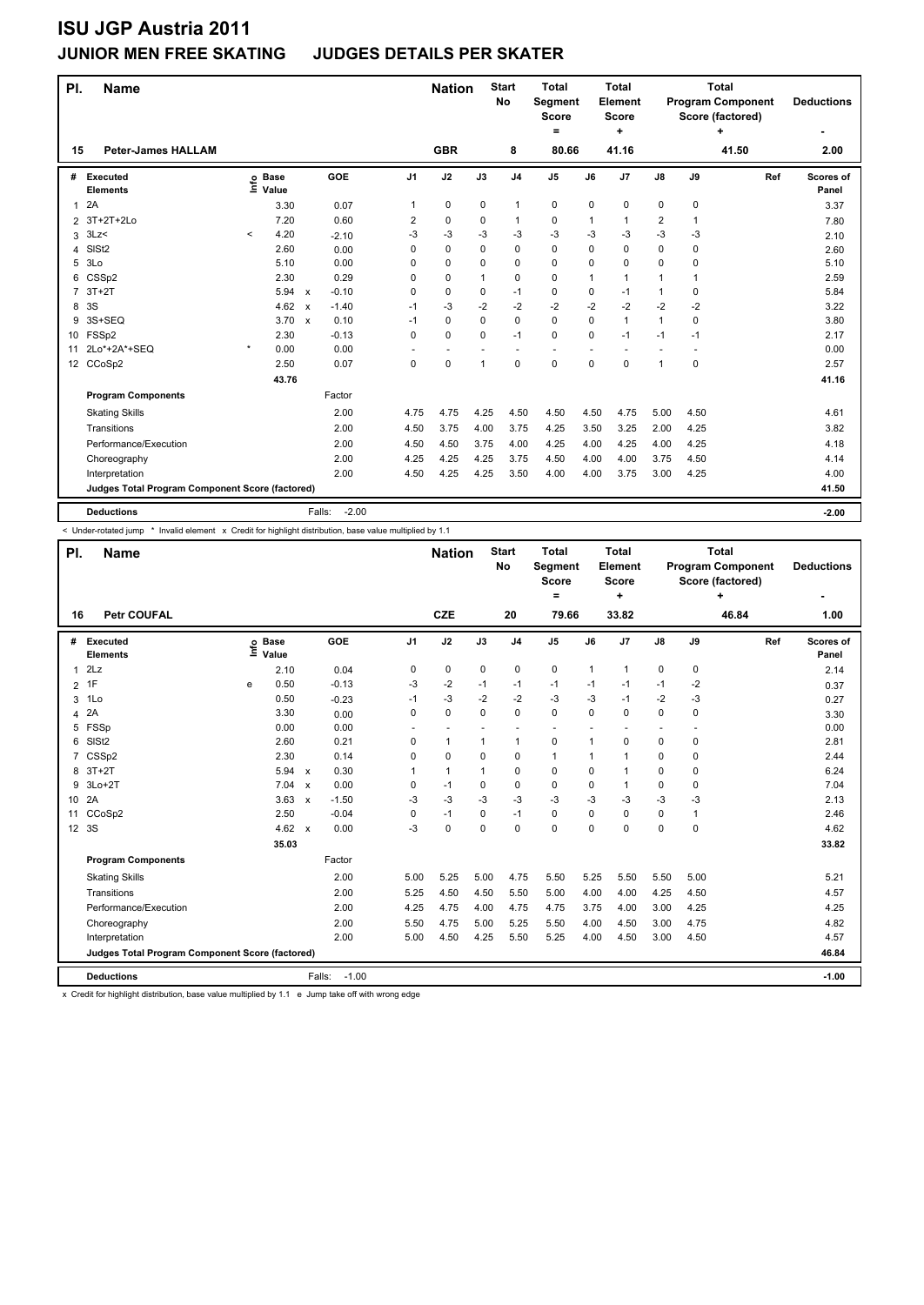# ISU JGP Austria 2011

## JUNIOR MEN FREE SKATING JUDGES DETAILS PER SKATER

| Pl. | Name | Nation | Start No | Total Segment Score = | Total Element Score + | Total Program Component Score (factored) + | Deductions - |
|---|---|---|---|---|---|---|---|
| 15 | Peter-James HALLAM | GBR | 8 | 80.66 | 41.16 | 41.50 | 2.00 |

| # | Executed Elements | Info | Base Value | | GOE | J1 | J2 | J3 | J4 | J5 | J6 | J7 | J8 | J9 | Ref | Scores of Panel |
|---|---|---|---|---|---|---|---|---|---|---|---|---|---|---|---|---|
| 1 | 2A | | 3.30 | | 0.07 | 1 | 0 | 0 | 1 | 0 | 0 | 0 | 0 | 0 | | 3.37 |
| 2 | 3T+2T+2Lo | | 7.20 | | 0.60 | 2 | 0 | 0 | 1 | 0 | 1 | 1 | 2 | 1 | | 7.80 |
| 3 | 3Lz< | < | 4.20 | | -2.10 | -3 | -3 | -3 | -3 | -3 | -3 | -3 | -3 | -3 | | 2.10 |
| 4 | SlSt2 | | 2.60 | | 0.00 | 0 | 0 | 0 | 0 | 0 | 0 | 0 | 0 | 0 | | 2.60 |
| 5 | 3Lo | | 5.10 | | 0.00 | 0 | 0 | 0 | 0 | 0 | 0 | 0 | 0 | 0 | | 5.10 |
| 6 | CSSp2 | | 2.30 | | 0.29 | 0 | 0 | 1 | 0 | 0 | 1 | 1 | 1 | 1 | | 2.59 |
| 7 | 3T+2T | | 5.94 | x | -0.10 | 0 | 0 | 0 | -1 | 0 | 0 | -1 | 1 | 0 | | 5.84 |
| 8 | 3S | | 4.62 | x | -1.40 | -1 | -3 | -2 | -2 | -2 | -2 | -2 | -2 | -2 | | 3.22 |
| 9 | 3S+SEQ | | 3.70 | x | 0.10 | -1 | 0 | 0 | 0 | 0 | 0 | 1 | 1 | 0 | | 3.80 |
| 10 | FSSp2 | | 2.30 | | -0.13 | 0 | 0 | 0 | -1 | 0 | 0 | -1 | -1 | -1 | | 2.17 |
| 11 | 2Lo*+2A*+SEQ | * | 0.00 | | 0.00 | - | - | - | - | - | - | - | - | - | | 0.00 |
| 12 | CCoSp2 | | 2.50 | | 0.07 | 0 | 0 | 1 | 0 | 0 | 0 | 0 | 1 | 0 | | 2.57 |
| | | | 43.76 | | | | | | | | | | | | | 41.16 |
| | **Program Components** | | | | Factor | | | | | | | | | | | |
| | Skating Skills | | | | 2.00 | 4.75 | 4.75 | 4.25 | 4.50 | 4.50 | 4.50 | 4.75 | 5.00 | 4.50 | | 4.61 |
| | Transitions | | | | 2.00 | 4.50 | 3.75 | 4.00 | 3.75 | 4.25 | 3.50 | 3.25 | 2.00 | 4.25 | | 3.82 |
| | Performance/Execution | | | | 2.00 | 4.50 | 4.50 | 3.75 | 4.00 | 4.25 | 4.00 | 4.25 | 4.00 | 4.25 | | 4.18 |
| | Choreography | | | | 2.00 | 4.25 | 4.25 | 4.25 | 3.75 | 4.50 | 4.00 | 4.00 | 3.75 | 4.50 | | 4.14 |
| | Interpretation | | | | 2.00 | 4.50 | 4.25 | 4.25 | 3.50 | 4.00 | 4.00 | 3.75 | 3.00 | 4.25 | | 4.00 |
| | **Judges Total Program Component Score (factored)** | | | | | | | | | | | | | | | 41.50 |
| | **Deductions** | | | | Falls: -2.00 | | | | | | | | | | | -2.00 |

< Under-rotated jump * Invalid element x Credit for highlight distribution, base value multiplied by 1.1

| Pl. | Name | Nation | Start No | Total Segment Score = | Total Element Score + | Total Program Component Score (factored) + | Deductions - |
|---|---|---|---|---|---|---|---|
| 16 | Petr COUFAL | CZE | 20 | 79.66 | 33.82 | 46.84 | 1.00 |

| # | Executed Elements | Info | Base Value | | GOE | J1 | J2 | J3 | J4 | J5 | J6 | J7 | J8 | J9 | Ref | Scores of Panel |
|---|---|---|---|---|---|---|---|---|---|---|---|---|---|---|---|---|
| 1 | 2Lz | | 2.10 | | 0.04 | 0 | 0 | 0 | 0 | 0 | 1 | 1 | 0 | 0 | | 2.14 |
| 2 | 1F | e | 0.50 | | -0.13 | -3 | -2 | -1 | -1 | -1 | -1 | -1 | -1 | -2 | | 0.37 |
| 3 | 1Lo | | 0.50 | | -0.23 | -1 | -3 | -2 | -2 | -3 | -3 | -1 | -2 | -3 | | 0.27 |
| 4 | 2A | | 3.30 | | 0.00 | 0 | 0 | 0 | 0 | 0 | 0 | 0 | 0 | 0 | | 3.30 |
| 5 | FSSp | | 0.00 | | 0.00 | - | - | - | - | - | - | - | - | - | | 0.00 |
| 6 | SlSt2 | | 2.60 | | 0.21 | 0 | 1 | 1 | 1 | 0 | 1 | 0 | 0 | 0 | | 2.81 |
| 7 | CSSp2 | | 2.30 | | 0.14 | 0 | 0 | 0 | 0 | 1 | 1 | 1 | 0 | 0 | | 2.44 |
| 8 | 3T+2T | | 5.94 | x | 0.30 | 1 | 1 | 1 | 0 | 0 | 0 | 1 | 0 | 0 | | 6.24 |
| 9 | 3Lo+2T | | 7.04 | x | 0.00 | 0 | -1 | 0 | 0 | 0 | 0 | 1 | 0 | 0 | | 7.04 |
| 10 | 2A | | 3.63 | x | -1.50 | -3 | -3 | -3 | -3 | -3 | -3 | -3 | -3 | -3 | | 2.13 |
| 11 | CCoSp2 | | 2.50 | | -0.04 | 0 | -1 | 0 | -1 | 0 | 0 | 0 | 0 | 1 | | 2.46 |
| 12 | 3S | | 4.62 | x | 0.00 | -3 | 0 | 0 | 0 | 0 | 0 | 0 | 0 | 0 | | 4.62 |
| | | | 35.03 | | | | | | | | | | | | | 33.82 |
| | **Program Components** | | | | Factor | | | | | | | | | | | |
| | Skating Skills | | | | 2.00 | 5.00 | 5.25 | 5.00 | 4.75 | 5.50 | 5.25 | 5.50 | 5.50 | 5.00 | | 5.21 |
| | Transitions | | | | 2.00 | 5.25 | 4.50 | 4.50 | 5.50 | 5.00 | 4.00 | 4.00 | 4.25 | 4.50 | | 4.57 |
| | Performance/Execution | | | | 2.00 | 4.25 | 4.75 | 4.00 | 4.75 | 4.75 | 3.75 | 4.00 | 3.00 | 4.25 | | 4.25 |
| | Choreography | | | | 2.00 | 5.50 | 4.75 | 5.00 | 5.25 | 5.50 | 4.00 | 4.50 | 3.00 | 4.75 | | 4.82 |
| | Interpretation | | | | 2.00 | 5.00 | 4.50 | 4.25 | 5.50 | 5.25 | 4.00 | 4.50 | 3.00 | 4.50 | | 4.57 |
| | **Judges Total Program Component Score (factored)** | | | | | | | | | | | | | | | 46.84 |
| | **Deductions** | | | | Falls: -1.00 | | | | | | | | | | | -1.00 |

x Credit for highlight distribution, base value multiplied by 1.1 e Jump take off with wrong edge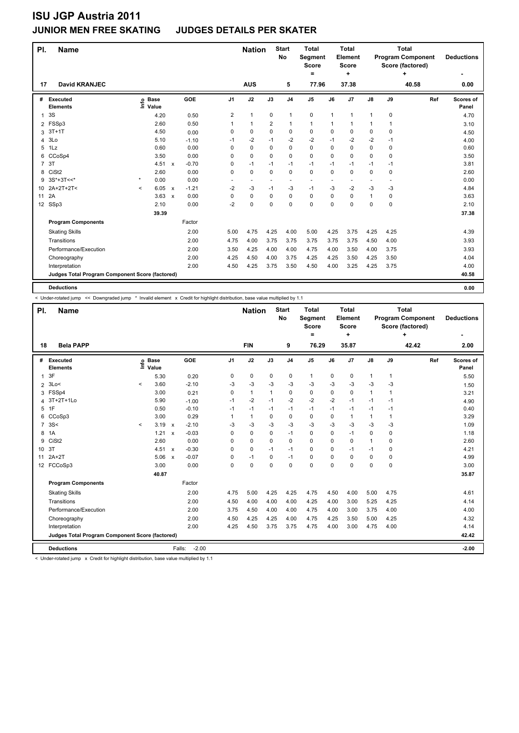# ISU JGP Austria 2011

## JUNIOR MEN FREE SKATING    JUDGES DETAILS PER SKATER

| Pl. | Name | Nation | Start No | Total Segment Score = | Total Element Score + | Total Program Component Score (factored) + | Deductions - |
|---|---|---|---|---|---|---|---|
| 17 | David KRANJEC | AUS | 5 | 77.96 | 37.38 | 40.58 | 0.00 |

| # | Executed Elements | Info | Base Value | | GOE | J1 | J2 | J3 | J4 | J5 | J6 | J7 | J8 | J9 | Ref | Scores of Panel |
|---|---|---|---|---|---|---|---|---|---|---|---|---|---|---|---|---|
| 1 | 3S | | 4.20 | | 0.50 | 2 | 1 | 0 | 1 | 0 | 1 | 1 | 1 | 0 | | 4.70 |
| 2 | FSSp3 | | 2.60 | | 0.50 | 1 | 1 | 2 | 1 | 1 | 1 | 1 | 1 | 1 | | 3.10 |
| 3 | 3T+1T | | 4.50 | | 0.00 | 0 | 0 | 0 | 0 | 0 | 0 | 0 | 0 | 0 | | 4.50 |
| 4 | 3Lo | | 5.10 | | -1.10 | -1 | -2 | -1 | -2 | -2 | -1 | -2 | -2 | -1 | | 4.00 |
| 5 | 1Lz | | 0.60 | | 0.00 | 0 | 0 | 0 | 0 | 0 | 0 | 0 | 0 | 0 | | 0.60 |
| 6 | CCoSp4 | | 3.50 | | 0.00 | 0 | 0 | 0 | 0 | 0 | 0 | 0 | 0 | 0 | | 3.50 |
| 7 | 3T | | 4.51 | x | -0.70 | 0 | -1 | -1 | -1 | -1 | -1 | -1 | -1 | -1 | | 3.81 |
| 8 | CiSt2 | | 2.60 | | 0.00 | 0 | 0 | 0 | 0 | 0 | 0 | 0 | 0 | 0 | | 2.60 |
| 9 | 3S*+3T<<* | * | 0.00 | | 0.00 | - | - | - | - | - | - | - | - | - | | 0.00 |
| 10 | 2A+2T+2T< | < | 6.05 | x | -1.21 | -2 | -3 | -1 | -3 | -1 | -3 | -2 | -3 | -3 | | 4.84 |
| 11 | 2A | | 3.63 | x | 0.00 | 0 | 0 | 0 | 0 | 0 | 0 | 0 | 1 | 0 | | 3.63 |
| 12 | SSp3 | | 2.10 | | 0.00 | -2 | 0 | 0 | 0 | 0 | 0 | 0 | 0 | 0 | | 2.10 |
| | | | 39.39 | | | | | | | | | | | | | 37.38 |
| | **Program Components** | | | | Factor | | | | | | | | | | | |
| | Skating Skills | | | | 2.00 | 5.00 | 4.75 | 4.25 | 4.00 | 5.00 | 4.25 | 3.75 | 4.25 | 4.25 | | 4.39 |
| | Transitions | | | | 2.00 | 4.75 | 4.00 | 3.75 | 3.75 | 3.75 | 3.75 | 3.75 | 4.50 | 4.00 | | 3.93 |
| | Performance/Execution | | | | 2.00 | 3.50 | 4.25 | 4.00 | 4.00 | 4.75 | 4.00 | 3.50 | 4.00 | 3.75 | | 3.93 |
| | Choreography | | | | 2.00 | 4.25 | 4.50 | 4.00 | 3.75 | 4.25 | 4.25 | 3.50 | 4.25 | 3.50 | | 4.04 |
| | Interpretation | | | | 2.00 | 4.50 | 4.25 | 3.75 | 3.50 | 4.50 | 4.00 | 3.25 | 4.25 | 3.75 | | 4.00 |
| | **Judges Total Program Component Score (factored)** | | | | | | | | | | | | | | | 40.58 |
| | **Deductions** | | | | | | | | | | | | | | | 0.00 |

< Under-rotated jump << Downgraded jump * Invalid element x Credit for highlight distribution, base value multiplied by 1.1

| Pl. | Name | Nation | Start No | Total Segment Score = | Total Element Score + | Total Program Component Score (factored) + | Deductions - |
|---|---|---|---|---|---|---|---|
| 18 | Bela PAPP | FIN | 9 | 76.29 | 35.87 | 42.42 | 2.00 |

| # | Executed Elements | Info | Base Value | | GOE | J1 | J2 | J3 | J4 | J5 | J6 | J7 | J8 | J9 | Ref | Scores of Panel |
|---|---|---|---|---|---|---|---|---|---|---|---|---|---|---|---|---|
| 1 | 3F | | 5.30 | | 0.20 | 0 | 0 | 0 | 0 | 1 | 0 | 0 | 1 | 1 | | 5.50 |
| 2 | 3Lo< | < | 3.60 | | -2.10 | -3 | -3 | -3 | -3 | -3 | -3 | -3 | -3 | -3 | | 1.50 |
| 3 | FSSp4 | | 3.00 | | 0.21 | 0 | 1 | 1 | 0 | 0 | 0 | 0 | 1 | 1 | | 3.21 |
| 4 | 3T+2T+1Lo | | 5.90 | | -1.00 | -1 | -2 | -1 | -2 | -2 | -2 | -1 | -1 | -1 | | 4.90 |
| 5 | 1F | | 0.50 | | -0.10 | -1 | -1 | -1 | -1 | -1 | -1 | -1 | -1 | -1 | | 0.40 |
| 6 | CCoSp3 | | 3.00 | | 0.29 | 1 | 1 | 0 | 0 | 0 | 0 | 1 | 1 | 1 | | 3.29 |
| 7 | 3S< | < | 3.19 | x | -2.10 | -3 | -3 | -3 | -3 | -3 | -3 | -3 | -3 | -3 | | 1.09 |
| 8 | 1A | | 1.21 | x | -0.03 | 0 | 0 | 0 | -1 | 0 | 0 | -1 | 0 | 0 | | 1.18 |
| 9 | CiSt2 | | 2.60 | | 0.00 | 0 | 0 | 0 | 0 | 0 | 0 | 0 | 1 | 0 | | 2.60 |
| 10 | 3T | | 4.51 | x | -0.30 | 0 | 0 | -1 | -1 | 0 | 0 | -1 | -1 | 0 | | 4.21 |
| 11 | 2A+2T | | 5.06 | x | -0.07 | 0 | -1 | 0 | -1 | 0 | 0 | 0 | 0 | 0 | | 4.99 |
| 12 | FCCoSp3 | | 3.00 | | 0.00 | 0 | 0 | 0 | 0 | 0 | 0 | 0 | 0 | 0 | | 3.00 |
| | | | 40.87 | | | | | | | | | | | | | 35.87 |
| | **Program Components** | | | | Factor | | | | | | | | | | | |
| | Skating Skills | | | | 2.00 | 4.75 | 5.00 | 4.25 | 4.25 | 4.75 | 4.50 | 4.00 | 5.00 | 4.75 | | 4.61 |
| | Transitions | | | | 2.00 | 4.50 | 4.00 | 4.00 | 4.00 | 4.25 | 4.00 | 3.00 | 5.25 | 4.25 | | 4.14 |
| | Performance/Execution | | | | 2.00 | 3.75 | 4.50 | 4.00 | 4.00 | 4.75 | 4.00 | 3.00 | 3.75 | 4.00 | | 4.00 |
| | Choreography | | | | 2.00 | 4.50 | 4.25 | 4.25 | 4.00 | 4.75 | 4.25 | 3.50 | 5.00 | 4.25 | | 4.32 |
| | Interpretation | | | | 2.00 | 4.25 | 4.50 | 3.75 | 3.75 | 4.75 | 4.00 | 3.00 | 4.75 | 4.00 | | 4.14 |
| | **Judges Total Program Component Score (factored)** | | | | | | | | | | | | | | | 42.42 |
| | **Deductions** | | | | Falls: -2.00 | | | | | | | | | | | -2.00 |

< Under-rotated jump x Credit for highlight distribution, base value multiplied by 1.1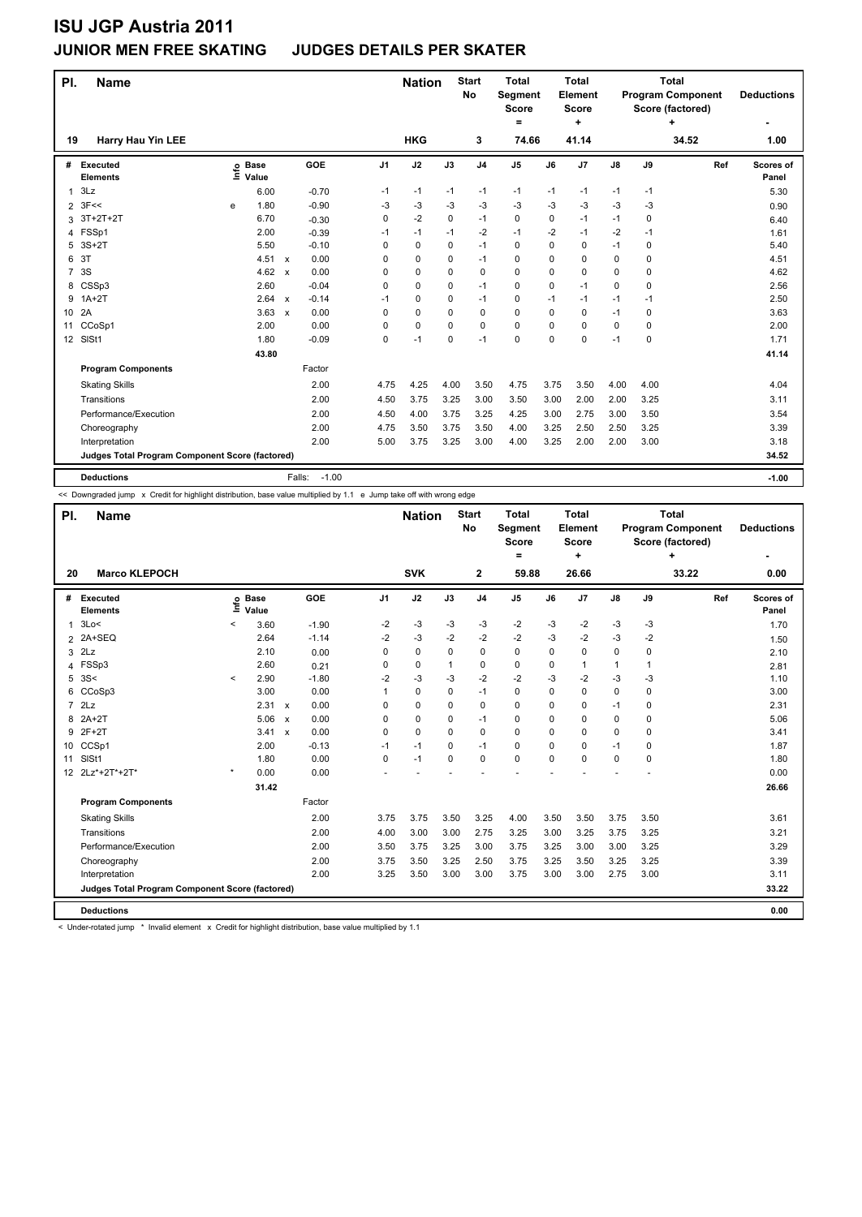# ISU JGP Austria 2011

## JUNIOR MEN FREE SKATING JUDGES DETAILS PER SKATER

| Pl. | Name | Nation | Start No | Total Segment Score = | Total Element Score + | Total Program Component Score (factored) + | Deductions - |
|---|---|---|---|---|---|---|---|
| 19 | Harry Hau Yin LEE | HKG | 3 | 74.66 | 41.14 | 34.52 | 1.00 |

| # | Executed Elements | Info | Base Value | | GOE | J1 | J2 | J3 | J4 | J5 | J6 | J7 | J8 | J9 | Ref | Scores of Panel |
|---|---|---|---|---|---|---|---|---|---|---|---|---|---|---|---|---|
| 1 | 3Lz | | 6.00 | | -0.70 | -1 | -1 | -1 | -1 | -1 | -1 | -1 | -1 | -1 | | 5.30 |
| 2 | 3F<< | e | 1.80 | | -0.90 | -3 | -3 | -3 | -3 | -3 | -3 | -3 | -3 | -3 | | 0.90 |
| 3 | 3T+2T+2T | | 6.70 | | -0.30 | 0 | -2 | 0 | -1 | 0 | 0 | -1 | -1 | 0 | | 6.40 |
| 4 | FSSp1 | | 2.00 | | -0.39 | -1 | -1 | -1 | -2 | -1 | -2 | -1 | -2 | -1 | | 1.61 |
| 5 | 3S+2T | | 5.50 | | -0.10 | 0 | 0 | 0 | -1 | 0 | 0 | 0 | -1 | 0 | | 5.40 |
| 6 | 3T | | 4.51 | x | 0.00 | 0 | 0 | 0 | -1 | 0 | 0 | 0 | 0 | 0 | | 4.51 |
| 7 | 3S | | 4.62 | x | 0.00 | 0 | 0 | 0 | 0 | 0 | 0 | 0 | 0 | 0 | | 4.62 |
| 8 | CSSp3 | | 2.60 | | -0.04 | 0 | 0 | 0 | -1 | 0 | 0 | -1 | 0 | 0 | | 2.56 |
| 9 | 1A+2T | | 2.64 | x | -0.14 | -1 | 0 | 0 | -1 | 0 | -1 | -1 | -1 | -1 | | 2.50 |
| 10 | 2A | | 3.63 | x | 0.00 | 0 | 0 | 0 | 0 | 0 | 0 | 0 | -1 | 0 | | 3.63 |
| 11 | CCoSp1 | | 2.00 | | 0.00 | 0 | 0 | 0 | 0 | 0 | 0 | 0 | 0 | 0 | | 2.00 |
| 12 | SlSt1 | | 1.80 | | -0.09 | 0 | -1 | 0 | -1 | 0 | 0 | 0 | -1 | 0 | | 1.71 |
| | | | 43.80 | | | | | | | | | | | | | 41.14 |
| | **Program Components** | | | | Factor | | | | | | | | | | | |
| | Skating Skills | | | | 2.00 | 4.75 | 4.25 | 4.00 | 3.50 | 4.75 | 3.75 | 3.50 | 4.00 | 4.00 | | 4.04 |
| | Transitions | | | | 2.00 | 4.50 | 3.75 | 3.25 | 3.00 | 3.50 | 3.00 | 2.00 | 2.00 | 3.25 | | 3.11 |
| | Performance/Execution | | | | 2.00 | 4.50 | 4.00 | 3.75 | 3.25 | 4.25 | 3.00 | 2.75 | 3.00 | 3.50 | | 3.54 |
| | Choreography | | | | 2.00 | 4.75 | 3.50 | 3.75 | 3.50 | 4.00 | 3.25 | 2.50 | 2.50 | 3.25 | | 3.39 |
| | Interpretation | | | | 2.00 | 5.00 | 3.75 | 3.25 | 3.00 | 4.00 | 3.25 | 2.00 | 2.00 | 3.00 | | 3.18 |
| | **Judges Total Program Component Score (factored)** | | | | | | | | | | | | | | | 34.52 |
| | **Deductions** | | | | Falls: -1.00 | | | | | | | | | | | -1.00 |

<< Downgraded jump x Credit for highlight distribution, base value multiplied by 1.1 e Jump take off with wrong edge

| Pl. | Name | Nation | Start No | Total Segment Score = | Total Element Score + | Total Program Component Score (factored) + | Deductions - |
|---|---|---|---|---|---|---|---|
| 20 | Marco KLEPOCH | SVK | 2 | 59.88 | 26.66 | 33.22 | 0.00 |

| # | Executed Elements | Info | Base Value | | GOE | J1 | J2 | J3 | J4 | J5 | J6 | J7 | J8 | J9 | Ref | Scores of Panel |
|---|---|---|---|---|---|---|---|---|---|---|---|---|---|---|---|---|
| 1 | 3Lo< | < | 3.60 | | -1.90 | -2 | -3 | -3 | -3 | -2 | -3 | -2 | -3 | -3 | | 1.70 |
| 2 | 2A+SEQ | | 2.64 | | -1.14 | -2 | -3 | -2 | -2 | -2 | -3 | -2 | -3 | -2 | | 1.50 |
| 3 | 2Lz | | 2.10 | | 0.00 | 0 | 0 | 0 | 0 | 0 | 0 | 0 | 0 | 0 | | 2.10 |
| 4 | FSSp3 | | 2.60 | | 0.21 | 0 | 0 | 1 | 0 | 0 | 0 | 1 | 1 | 1 | | 2.81 |
| 5 | 3S< | < | 2.90 | | -1.80 | -2 | -3 | -3 | -2 | -2 | -3 | -2 | -3 | -3 | | 1.10 |
| 6 | CCoSp3 | | 3.00 | | 0.00 | 1 | 0 | 0 | -1 | 0 | 0 | 0 | 0 | 0 | | 3.00 |
| 7 | 2Lz | | 2.31 | x | 0.00 | 0 | 0 | 0 | 0 | 0 | 0 | 0 | -1 | 0 | | 2.31 |
| 8 | 2A+2T | | 5.06 | x | 0.00 | 0 | 0 | 0 | -1 | 0 | 0 | 0 | 0 | 0 | | 5.06 |
| 9 | 2F+2T | | 3.41 | x | 0.00 | 0 | 0 | 0 | 0 | 0 | 0 | 0 | 0 | 0 | | 3.41 |
| 10 | CCSp1 | | 2.00 | | -0.13 | -1 | -1 | 0 | -1 | 0 | 0 | 0 | -1 | 0 | | 1.87 |
| 11 | SlSt1 | | 1.80 | | 0.00 | 0 | -1 | 0 | 0 | 0 | 0 | 0 | 0 | 0 | | 1.80 |
| 12 | 2Lz*+2T*+2T* | * | 0.00 | | 0.00 | - | - | - | - | - | - | - | - | - | | 0.00 |
| | | | 31.42 | | | | | | | | | | | | | 26.66 |
| | **Program Components** | | | | Factor | | | | | | | | | | | |
| | Skating Skills | | | | 2.00 | 3.75 | 3.75 | 3.50 | 3.25 | 4.00 | 3.50 | 3.50 | 3.75 | 3.50 | | 3.61 |
| | Transitions | | | | 2.00 | 4.00 | 3.00 | 3.00 | 2.75 | 3.25 | 3.00 | 3.25 | 3.75 | 3.25 | | 3.21 |
| | Performance/Execution | | | | 2.00 | 3.50 | 3.75 | 3.25 | 3.00 | 3.75 | 3.25 | 3.00 | 3.00 | 3.25 | | 3.29 |
| | Choreography | | | | 2.00 | 3.75 | 3.50 | 3.25 | 2.50 | 3.75 | 3.25 | 3.50 | 3.25 | 3.25 | | 3.39 |
| | Interpretation | | | | 2.00 | 3.25 | 3.50 | 3.00 | 3.00 | 3.75 | 3.00 | 3.00 | 2.75 | 3.00 | | 3.11 |
| | **Judges Total Program Component Score (factored)** | | | | | | | | | | | | | | | 33.22 |
| | **Deductions** | | | | | | | | | | | | | | | 0.00 |

< Under-rotated jump * Invalid element x Credit for highlight distribution, base value multiplied by 1.1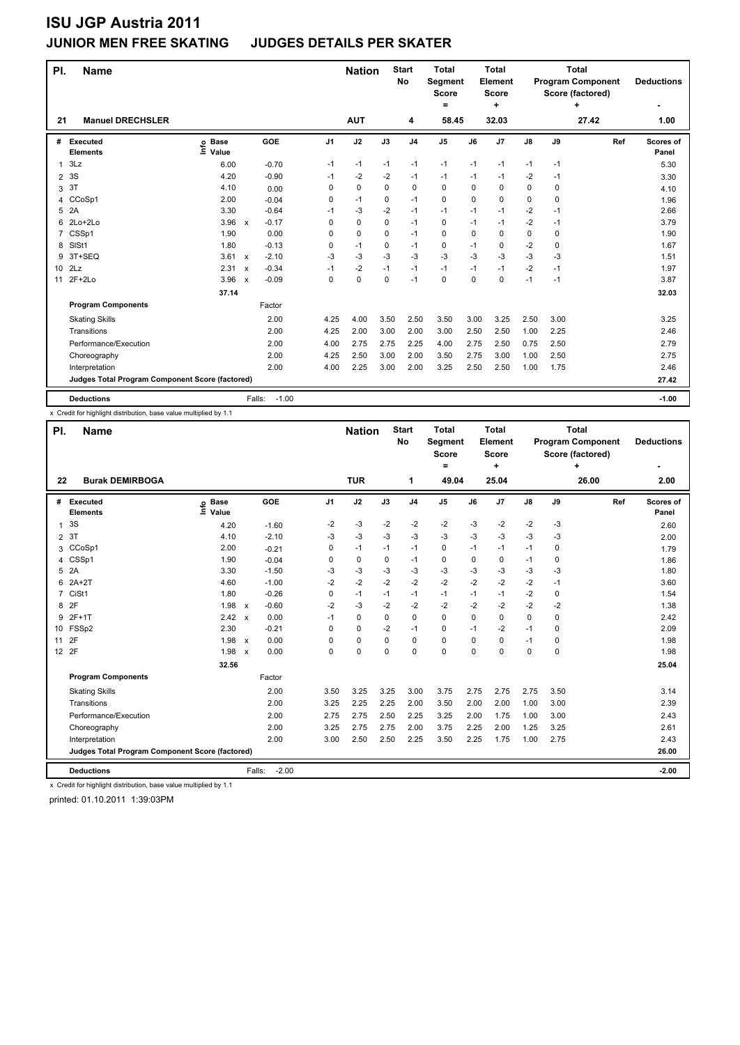# ISU JGP Austria 2011

## JUNIOR MEN FREE SKATING JUDGES DETAILS PER SKATER

| Pl. | Name | Nation | Start No | Total Segment Score = | Total Element Score + | Total Program Component Score (factored) + | Deductions - |
|---|---|---|---|---|---|---|---|
| 21 | Manuel DRECHSLER | AUT | 4 | 58.45 | 32.03 | 27.42 | 1.00 |

| # | Executed Elements | Info | Base Value | | GOE | J1 | J2 | J3 | J4 | J5 | J6 | J7 | J8 | J9 | Ref | Scores of Panel |
|---|---|---|---|---|---|---|---|---|---|---|---|---|---|---|---|---|
| 1 | 3Lz | | 6.00 | | -0.70 | -1 | -1 | -1 | -1 | -1 | -1 | -1 | -1 | -1 | | 5.30 |
| 2 | 3S | | 4.20 | | -0.90 | -1 | -2 | -2 | -1 | -1 | -1 | -1 | -2 | -1 | | 3.30 |
| 3 | 3T | | 4.10 | | 0.00 | 0 | 0 | 0 | 0 | 0 | 0 | 0 | 0 | 0 | | 4.10 |
| 4 | CCoSp1 | | 2.00 | | -0.04 | 0 | -1 | 0 | -1 | 0 | 0 | 0 | 0 | 0 | | 1.96 |
| 5 | 2A | | 3.30 | | -0.64 | -1 | -3 | -2 | -1 | -1 | -1 | -1 | -2 | -1 | | 2.66 |
| 6 | 2Lo+2Lo | | 3.96 | x | -0.17 | 0 | 0 | 0 | -1 | 0 | -1 | -1 | -2 | -1 | | 3.79 |
| 7 | CSSp1 | | 1.90 | | 0.00 | 0 | 0 | 0 | -1 | 0 | 0 | 0 | 0 | 0 | | 1.90 |
| 8 | SlSt1 | | 1.80 | | -0.13 | 0 | -1 | 0 | -1 | 0 | -1 | 0 | -2 | 0 | | 1.67 |
| 9 | 3T+SEQ | | 3.61 | x | -2.10 | -3 | -3 | -3 | -3 | -3 | -3 | -3 | -3 | -3 | | 1.51 |
| 10 | 2Lz | | 2.31 | x | -0.34 | -1 | -2 | -1 | -1 | -1 | -1 | -1 | -2 | -1 | | 1.97 |
| 11 | 2F+2Lo | | 3.96 | x | -0.09 | 0 | 0 | 0 | -1 | 0 | 0 | 0 | -1 | -1 | | 3.87 |
| | | | 37.14 | | | | | | | | | | | | | 32.03 |
| | **Program Components** | | | | Factor | | | | | | | | | | | |
| | Skating Skills | | | | 2.00 | 4.25 | 4.00 | 3.50 | 2.50 | 3.50 | 3.00 | 3.25 | 2.50 | 3.00 | | 3.25 |
| | Transitions | | | | 2.00 | 4.25 | 2.00 | 3.00 | 2.00 | 3.00 | 2.50 | 2.50 | 1.00 | 2.25 | | 2.46 |
| | Performance/Execution | | | | 2.00 | 4.00 | 2.75 | 2.75 | 2.25 | 4.00 | 2.75 | 2.50 | 0.75 | 2.50 | | 2.79 |
| | Choreography | | | | 2.00 | 4.25 | 2.50 | 3.00 | 2.00 | 3.50 | 2.75 | 3.00 | 1.00 | 2.50 | | 2.75 |
| | Interpretation | | | | 2.00 | 4.00 | 2.25 | 3.00 | 2.00 | 3.25 | 2.50 | 2.50 | 1.00 | 1.75 | | 2.46 |
| | **Judges Total Program Component Score (factored)** | | | | | | | | | | | | | | | 27.42 |
| | **Deductions** | | | Falls: | -1.00 | | | | | | | | | | | -1.00 |

x Credit for highlight distribution, base value multiplied by 1.1

| Pl. | Name | Nation | Start No | Total Segment Score = | Total Element Score + | Total Program Component Score (factored) + | Deductions - |
|---|---|---|---|---|---|---|---|
| 22 | Burak DEMIRBOGA | TUR | 1 | 49.04 | 25.04 | 26.00 | 2.00 |

| # | Executed Elements | Info | Base Value | | GOE | J1 | J2 | J3 | J4 | J5 | J6 | J7 | J8 | J9 | Ref | Scores of Panel |
|---|---|---|---|---|---|---|---|---|---|---|---|---|---|---|---|---|
| 1 | 3S | | 4.20 | | -1.60 | -2 | -3 | -2 | -2 | -2 | -3 | -2 | -2 | -3 | | 2.60 |
| 2 | 3T | | 4.10 | | -2.10 | -3 | -3 | -3 | -3 | -3 | -3 | -3 | -3 | -3 | | 2.00 |
| 3 | CCoSp1 | | 2.00 | | -0.21 | 0 | -1 | -1 | -1 | 0 | -1 | -1 | -1 | 0 | | 1.79 |
| 4 | CSSp1 | | 1.90 | | -0.04 | 0 | 0 | 0 | -1 | 0 | 0 | 0 | -1 | 0 | | 1.86 |
| 5 | 2A | | 3.30 | | -1.50 | -3 | -3 | -3 | -3 | -3 | -3 | -3 | -3 | -3 | | 1.80 |
| 6 | 2A+2T | | 4.60 | | -1.00 | -2 | -2 | -2 | -2 | -2 | -2 | -2 | -2 | -1 | | 3.60 |
| 7 | CiSt1 | | 1.80 | | -0.26 | 0 | -1 | -1 | -1 | -1 | -1 | -1 | -2 | 0 | | 1.54 |
| 8 | 2F | | 1.98 | x | -0.60 | -2 | -3 | -2 | -2 | -2 | -2 | -2 | -2 | -2 | | 1.38 |
| 9 | 2F+1T | | 2.42 | x | 0.00 | -1 | 0 | 0 | 0 | 0 | 0 | 0 | 0 | 0 | | 2.42 |
| 10 | FSSp2 | | 2.30 | | -0.21 | 0 | 0 | -2 | -1 | 0 | -1 | -2 | -1 | 0 | | 2.09 |
| 11 | 2F | | 1.98 | x | 0.00 | 0 | 0 | 0 | 0 | 0 | 0 | 0 | -1 | 0 | | 1.98 |
| 12 | 2F | | 1.98 | x | 0.00 | 0 | 0 | 0 | 0 | 0 | 0 | 0 | 0 | 0 | | 1.98 |
| | | | 32.56 | | | | | | | | | | | | | 25.04 |
| | **Program Components** | | | | Factor | | | | | | | | | | | |
| | Skating Skills | | | | 2.00 | 3.50 | 3.25 | 3.25 | 3.00 | 3.75 | 2.75 | 2.75 | 2.75 | 3.50 | | 3.14 |
| | Transitions | | | | 2.00 | 3.25 | 2.25 | 2.25 | 2.00 | 3.50 | 2.00 | 2.00 | 1.00 | 3.00 | | 2.39 |
| | Performance/Execution | | | | 2.00 | 2.75 | 2.75 | 2.50 | 2.25 | 3.25 | 2.00 | 1.75 | 1.00 | 3.00 | | 2.43 |
| | Choreography | | | | 2.00 | 3.25 | 2.75 | 2.75 | 2.00 | 3.75 | 2.25 | 2.00 | 1.25 | 3.25 | | 2.61 |
| | Interpretation | | | | 2.00 | 3.00 | 2.50 | 2.50 | 2.25 | 3.50 | 2.25 | 1.75 | 1.00 | 2.75 | | 2.43 |
| | **Judges Total Program Component Score (factored)** | | | | | | | | | | | | | | | 26.00 |
| | **Deductions** | | | Falls: | -2.00 | | | | | | | | | | | -2.00 |

x Credit for highlight distribution, base value multiplied by 1.1

printed: 01.10.2011 1:39:03PM